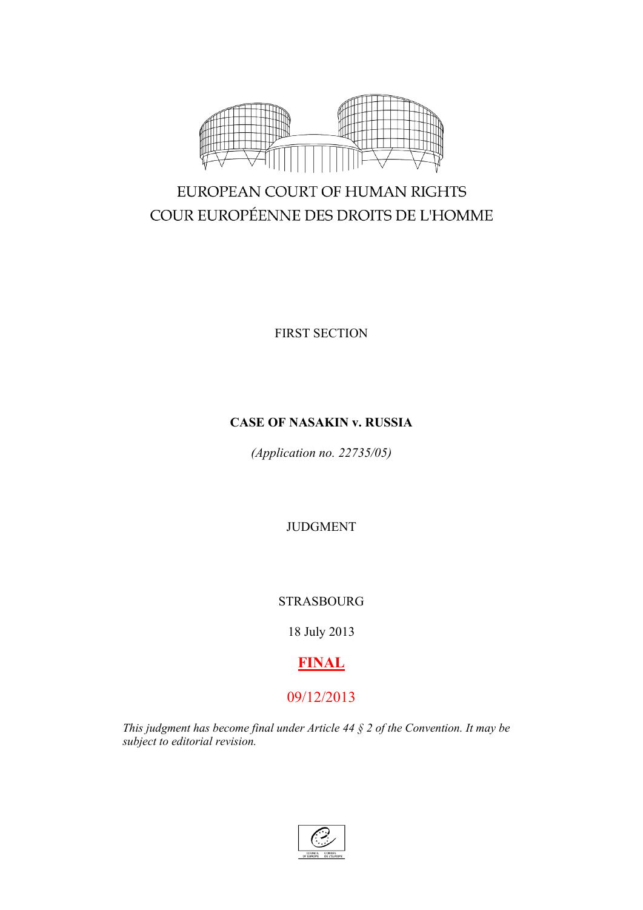EUROPEAN COURT OF HUMAN RIGHTS
COUR EUROPÉENNE DES DROITS DE L'HOMME

FIRST SECTION

**CASE OF NASAKIN v. RUSSIA**

*(Application no. 22735/05)*

JUDGMENT

STRASBOURG

18 July 2013

**FINAL**

09/12/2013

*This judgment has become final under Article 44 § 2 of the Convention. It may be subject to editorial revision.*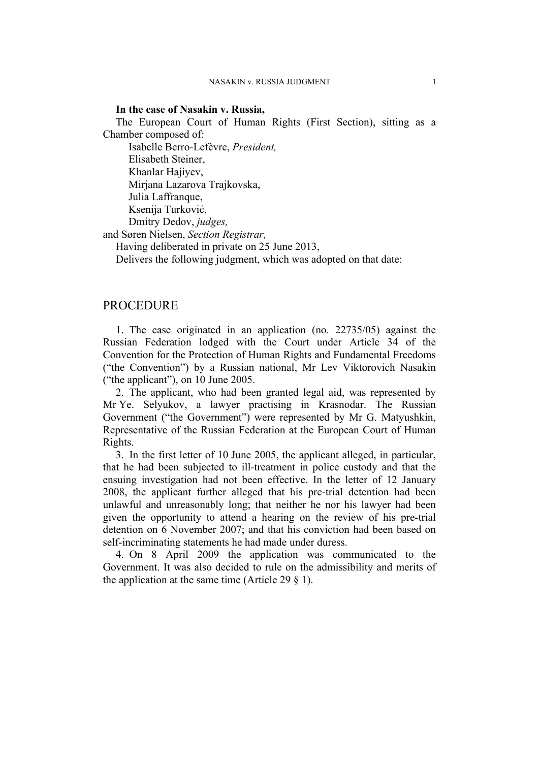**In the case of Nasakin v. Russia,**

The European Court of Human Rights (First Section), sitting as a Chamber composed of:

Isabelle Berro-Lefèvre, *President,*
Elisabeth Steiner,
Khanlar Hajiyev,
Mirjana Lazarova Trajkovska,
Julia Laffranque,
Ksenija Turković,
Dmitry Dedov, *judges,*
and Søren Nielsen, *Section Registrar,*

Having deliberated in private on 25 June 2013,

Delivers the following judgment, which was adopted on that date:

## PROCEDURE

1. The case originated in an application (no. 22735/05) against the Russian Federation lodged with the Court under Article 34 of the Convention for the Protection of Human Rights and Fundamental Freedoms ("the Convention") by a Russian national, Mr Lev Viktorovich Nasakin ("the applicant"), on 10 June 2005.

2. The applicant, who had been granted legal aid, was represented by Mr Ye. Selyukov, a lawyer practising in Krasnodar. The Russian Government ("the Government") were represented by Mr G. Matyushkin, Representative of the Russian Federation at the European Court of Human Rights.

3. In the first letter of 10 June 2005, the applicant alleged, in particular, that he had been subjected to ill-treatment in police custody and that the ensuing investigation had not been effective. In the letter of 12 January 2008, the applicant further alleged that his pre-trial detention had been unlawful and unreasonably long; that neither he nor his lawyer had been given the opportunity to attend a hearing on the review of his pre-trial detention on 6 November 2007; and that his conviction had been based on self-incriminating statements he had made under duress.

4. On 8 April 2009 the application was communicated to the Government. It was also decided to rule on the admissibility and merits of the application at the same time (Article 29 § 1).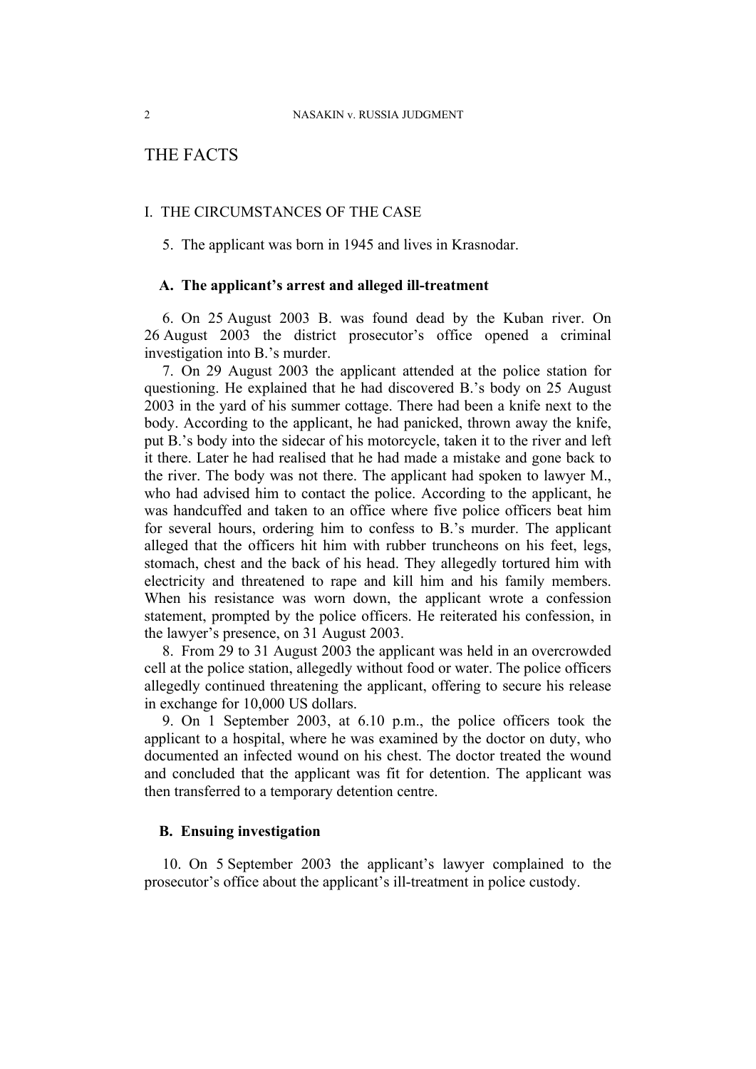# THE FACTS

## I. THE CIRCUMSTANCES OF THE CASE

5. The applicant was born in 1945 and lives in Krasnodar.

### A. The applicant's arrest and alleged ill-treatment

6. On 25 August 2003 B. was found dead by the Kuban river. On 26 August 2003 the district prosecutor's office opened a criminal investigation into B.'s murder.

7. On 29 August 2003 the applicant attended at the police station for questioning. He explained that he had discovered B.'s body on 25 August 2003 in the yard of his summer cottage. There had been a knife next to the body. According to the applicant, he had panicked, thrown away the knife, put B.'s body into the sidecar of his motorcycle, taken it to the river and left it there. Later he had realised that he had made a mistake and gone back to the river. The body was not there. The applicant had spoken to lawyer M., who had advised him to contact the police. According to the applicant, he was handcuffed and taken to an office where five police officers beat him for several hours, ordering him to confess to B.'s murder. The applicant alleged that the officers hit him with rubber truncheons on his feet, legs, stomach, chest and the back of his head. They allegedly tortured him with electricity and threatened to rape and kill him and his family members. When his resistance was worn down, the applicant wrote a confession statement, prompted by the police officers. He reiterated his confession, in the lawyer's presence, on 31 August 2003.

8. From 29 to 31 August 2003 the applicant was held in an overcrowded cell at the police station, allegedly without food or water. The police officers allegedly continued threatening the applicant, offering to secure his release in exchange for 10,000 US dollars.

9. On 1 September 2003, at 6.10 p.m., the police officers took the applicant to a hospital, where he was examined by the doctor on duty, who documented an infected wound on his chest. The doctor treated the wound and concluded that the applicant was fit for detention. The applicant was then transferred to a temporary detention centre.

### B. Ensuing investigation

10. On 5 September 2003 the applicant's lawyer complained to the prosecutor's office about the applicant's ill-treatment in police custody.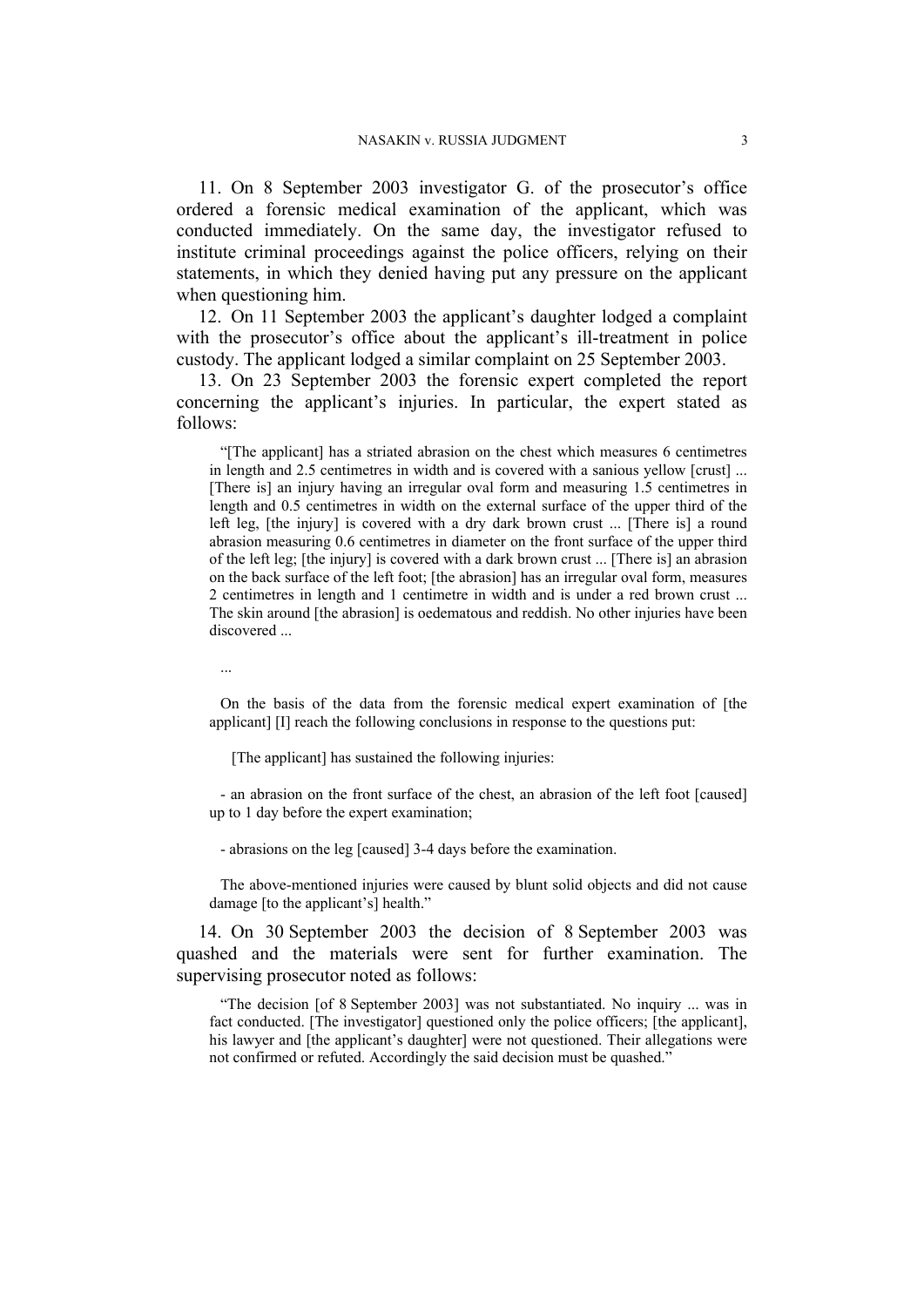11. On 8 September 2003 investigator G. of the prosecutor's office ordered a forensic medical examination of the applicant, which was conducted immediately. On the same day, the investigator refused to institute criminal proceedings against the police officers, relying on their statements, in which they denied having put any pressure on the applicant when questioning him.

12. On 11 September 2003 the applicant's daughter lodged a complaint with the prosecutor's office about the applicant's ill-treatment in police custody. The applicant lodged a similar complaint on 25 September 2003.

13. On 23 September 2003 the forensic expert completed the report concerning the applicant's injuries. In particular, the expert stated as follows:

> "[The applicant] has a striated abrasion on the chest which measures 6 centimetres in length and 2.5 centimetres in width and is covered with a sanious yellow [crust] ... [There is] an injury having an irregular oval form and measuring 1.5 centimetres in length and 0.5 centimetres in width on the external surface of the upper third of the left leg, [the injury] is covered with a dry dark brown crust ... [There is] a round abrasion measuring 0.6 centimetres in diameter on the front surface of the upper third of the left leg; [the injury] is covered with a dark brown crust ... [There is] an abrasion on the back surface of the left foot; [the abrasion] has an irregular oval form, measures 2 centimetres in length and 1 centimetre in width and is under a red brown crust ... The skin around [the abrasion] is oedematous and reddish. No other injuries have been discovered ...
>
> ...
>
> On the basis of the data from the forensic medical expert examination of [the applicant] [I] reach the following conclusions in response to the questions put:
>
> [The applicant] has sustained the following injuries:
>
> - an abrasion on the front surface of the chest, an abrasion of the left foot [caused] up to 1 day before the expert examination;
>
> - abrasions on the leg [caused] 3-4 days before the examination.
>
> The above-mentioned injuries were caused by blunt solid objects and did not cause damage [to the applicant's] health."

14. On 30 September 2003 the decision of 8 September 2003 was quashed and the materials were sent for further examination. The supervising prosecutor noted as follows:

> "The decision [of 8 September 2003] was not substantiated. No inquiry ... was in fact conducted. [The investigator] questioned only the police officers; [the applicant], his lawyer and [the applicant's daughter] were not questioned. Their allegations were not confirmed or refuted. Accordingly the said decision must be quashed."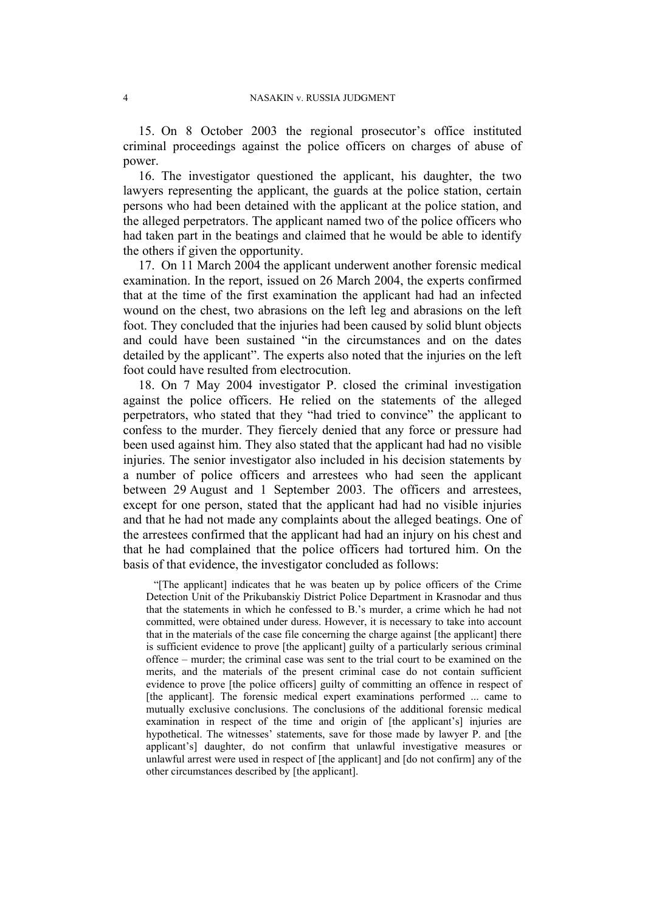15. On 8 October 2003 the regional prosecutor's office instituted criminal proceedings against the police officers on charges of abuse of power.

16. The investigator questioned the applicant, his daughter, the two lawyers representing the applicant, the guards at the police station, certain persons who had been detained with the applicant at the police station, and the alleged perpetrators. The applicant named two of the police officers who had taken part in the beatings and claimed that he would be able to identify the others if given the opportunity.

17. On 11 March 2004 the applicant underwent another forensic medical examination. In the report, issued on 26 March 2004, the experts confirmed that at the time of the first examination the applicant had had an infected wound on the chest, two abrasions on the left leg and abrasions on the left foot. They concluded that the injuries had been caused by solid blunt objects and could have been sustained "in the circumstances and on the dates detailed by the applicant". The experts also noted that the injuries on the left foot could have resulted from electrocution.

18. On 7 May 2004 investigator P. closed the criminal investigation against the police officers. He relied on the statements of the alleged perpetrators, who stated that they "had tried to convince" the applicant to confess to the murder. They fiercely denied that any force or pressure had been used against him. They also stated that the applicant had had no visible injuries. The senior investigator also included in his decision statements by a number of police officers and arrestees who had seen the applicant between 29 August and 1 September 2003. The officers and arrestees, except for one person, stated that the applicant had had no visible injuries and that he had not made any complaints about the alleged beatings. One of the arrestees confirmed that the applicant had had an injury on his chest and that he had complained that the police officers had tortured him. On the basis of that evidence, the investigator concluded as follows:

> "[The applicant] indicates that he was beaten up by police officers of the Crime Detection Unit of the Prikubanskiy District Police Department in Krasnodar and thus that the statements in which he confessed to B.'s murder, a crime which he had not committed, were obtained under duress. However, it is necessary to take into account that in the materials of the case file concerning the charge against [the applicant] there is sufficient evidence to prove [the applicant] guilty of a particularly serious criminal offence – murder; the criminal case was sent to the trial court to be examined on the merits, and the materials of the present criminal case do not contain sufficient evidence to prove [the police officers] guilty of committing an offence in respect of [the applicant]. The forensic medical expert examinations performed ... came to mutually exclusive conclusions. The conclusions of the additional forensic medical examination in respect of the time and origin of [the applicant's] injuries are hypothetical. The witnesses' statements, save for those made by lawyer P. and [the applicant's] daughter, do not confirm that unlawful investigative measures or unlawful arrest were used in respect of [the applicant] and [do not confirm] any of the other circumstances described by [the applicant].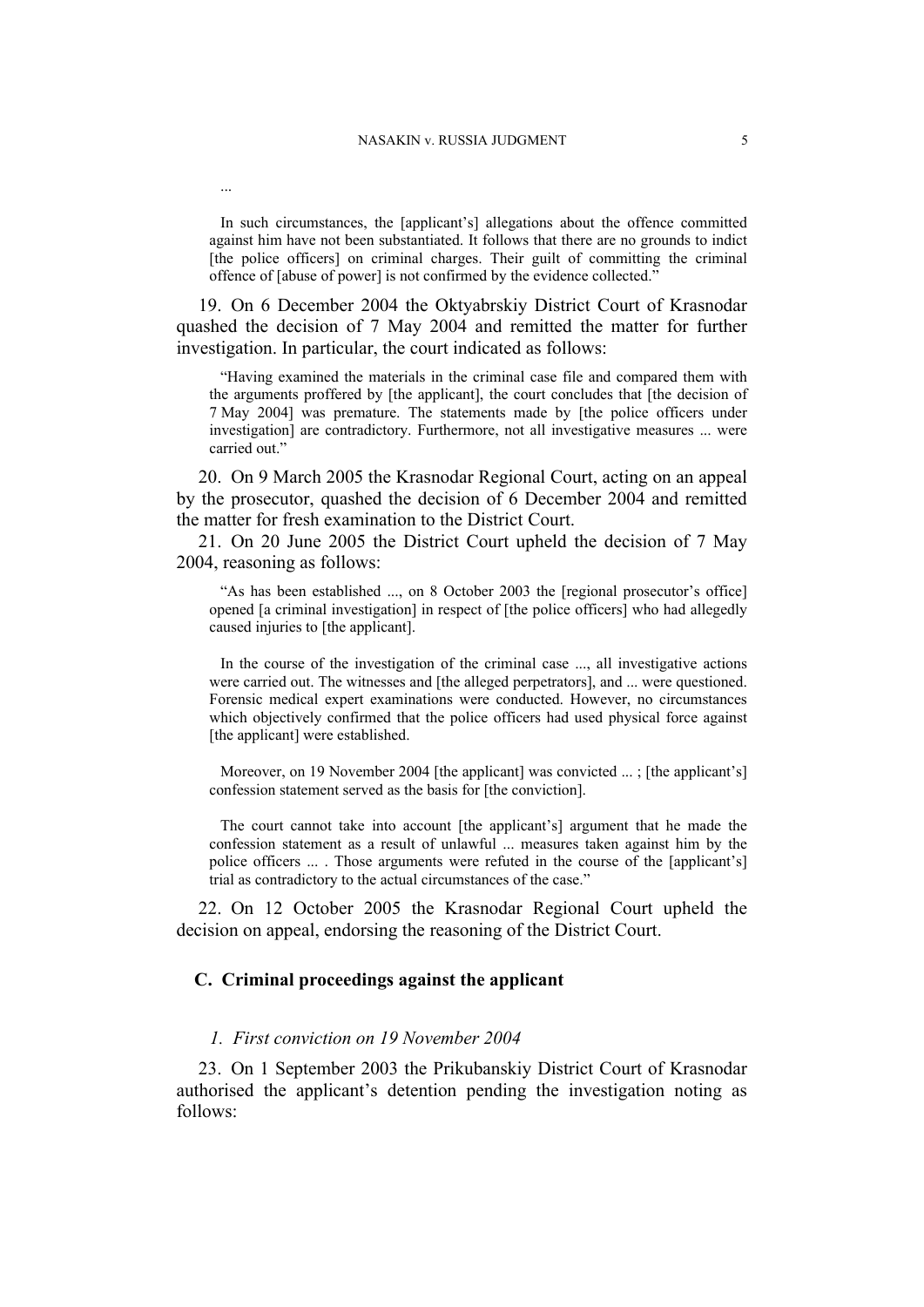...

> In such circumstances, the [applicant's] allegations about the offence committed against him have not been substantiated. It follows that there are no grounds to indict [the police officers] on criminal charges. Their guilt of committing the criminal offence of [abuse of power] is not confirmed by the evidence collected."

19. On 6 December 2004 the Oktyabrskiy District Court of Krasnodar quashed the decision of 7 May 2004 and remitted the matter for further investigation. In particular, the court indicated as follows:

> "Having examined the materials in the criminal case file and compared them with the arguments proffered by [the applicant], the court concludes that [the decision of 7 May 2004] was premature. The statements made by [the police officers under investigation] are contradictory. Furthermore, not all investigative measures ... were carried out."

20. On 9 March 2005 the Krasnodar Regional Court, acting on an appeal by the prosecutor, quashed the decision of 6 December 2004 and remitted the matter for fresh examination to the District Court.

21. On 20 June 2005 the District Court upheld the decision of 7 May 2004, reasoning as follows:

> "As has been established ..., on 8 October 2003 the [regional prosecutor's office] opened [a criminal investigation] in respect of [the police officers] who had allegedly caused injuries to [the applicant].
>
> In the course of the investigation of the criminal case ..., all investigative actions were carried out. The witnesses and [the alleged perpetrators], and ... were questioned. Forensic medical expert examinations were conducted. However, no circumstances which objectively confirmed that the police officers had used physical force against [the applicant] were established.
>
> Moreover, on 19 November 2004 [the applicant] was convicted ... ; [the applicant's] confession statement served as the basis for [the conviction].
>
> The court cannot take into account [the applicant's] argument that he made the confession statement as a result of unlawful ... measures taken against him by the police officers ... . Those arguments were refuted in the course of the [applicant's] trial as contradictory to the actual circumstances of the case."

22. On 12 October 2005 the Krasnodar Regional Court upheld the decision on appeal, endorsing the reasoning of the District Court.

## C. Criminal proceedings against the applicant

### *1. First conviction on 19 November 2004*

23. On 1 September 2003 the Prikubanskiy District Court of Krasnodar authorised the applicant's detention pending the investigation noting as follows: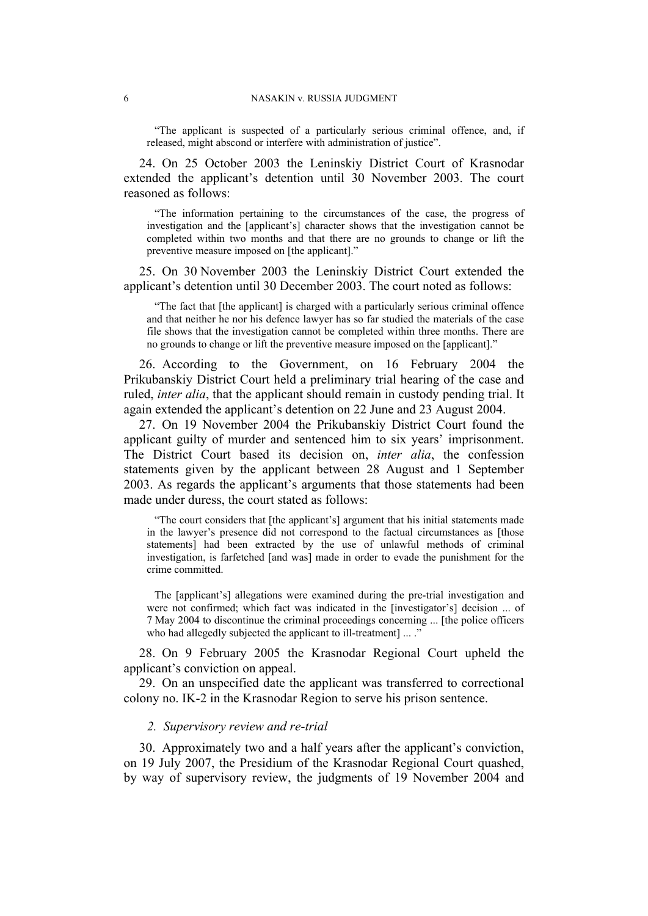> "The applicant is suspected of a particularly serious criminal offence, and, if released, might abscond or interfere with administration of justice".

24. On 25 October 2003 the Leninskiy District Court of Krasnodar extended the applicant's detention until 30 November 2003. The court reasoned as follows:

> "The information pertaining to the circumstances of the case, the progress of investigation and the [applicant's] character shows that the investigation cannot be completed within two months and that there are no grounds to change or lift the preventive measure imposed on [the applicant]."

25. On 30 November 2003 the Leninskiy District Court extended the applicant's detention until 30 December 2003. The court noted as follows:

> "The fact that [the applicant] is charged with a particularly serious criminal offence and that neither he nor his defence lawyer has so far studied the materials of the case file shows that the investigation cannot be completed within three months. There are no grounds to change or lift the preventive measure imposed on the [applicant]."

26. According to the Government, on 16 February 2004 the Prikubanskiy District Court held a preliminary trial hearing of the case and ruled, *inter alia*, that the applicant should remain in custody pending trial. It again extended the applicant's detention on 22 June and 23 August 2004.

27. On 19 November 2004 the Prikubanskiy District Court found the applicant guilty of murder and sentenced him to six years' imprisonment. The District Court based its decision on, *inter alia*, the confession statements given by the applicant between 28 August and 1 September 2003. As regards the applicant's arguments that those statements had been made under duress, the court stated as follows:

> "The court considers that [the applicant's] argument that his initial statements made in the lawyer's presence did not correspond to the factual circumstances as [those statements] had been extracted by the use of unlawful methods of criminal investigation, is farfetched [and was] made in order to evade the punishment for the crime committed.
>
> The [applicant's] allegations were examined during the pre-trial investigation and were not confirmed; which fact was indicated in the [investigator's] decision ... of 7 May 2004 to discontinue the criminal proceedings concerning ... [the police officers who had allegedly subjected the applicant to ill-treatment] ... ."

28. On 9 February 2005 the Krasnodar Regional Court upheld the applicant's conviction on appeal.

29. On an unspecified date the applicant was transferred to correctional colony no. IK-2 in the Krasnodar Region to serve his prison sentence.

### *2. Supervisory review and re-trial*

30. Approximately two and a half years after the applicant's conviction, on 19 July 2007, the Presidium of the Krasnodar Regional Court quashed, by way of supervisory review, the judgments of 19 November 2004 and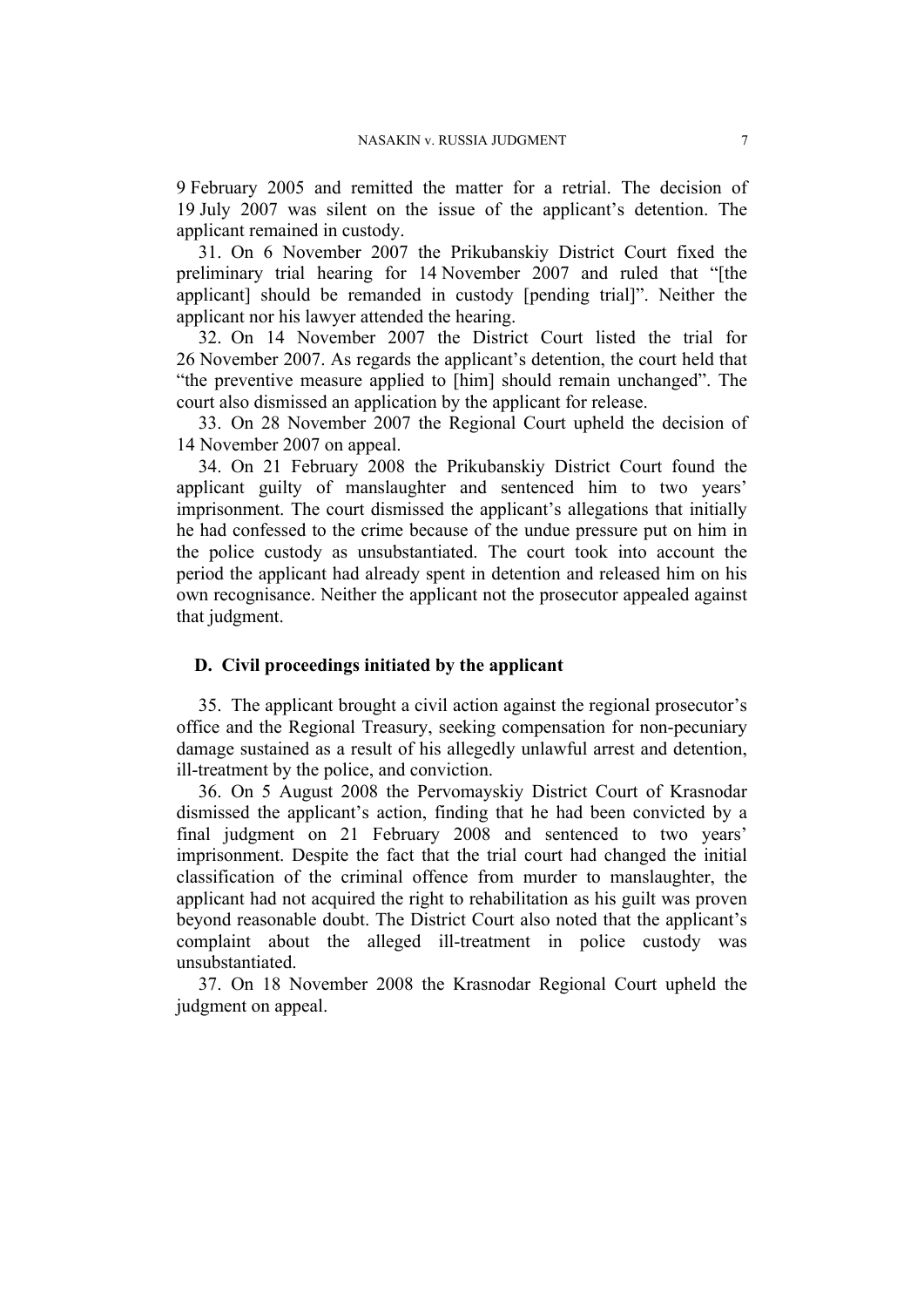9 February 2005 and remitted the matter for a retrial. The decision of 19 July 2007 was silent on the issue of the applicant's detention. The applicant remained in custody.

31. On 6 November 2007 the Prikubanskiy District Court fixed the preliminary trial hearing for 14 November 2007 and ruled that "[the applicant] should be remanded in custody [pending trial]". Neither the applicant nor his lawyer attended the hearing.

32. On 14 November 2007 the District Court listed the trial for 26 November 2007. As regards the applicant's detention, the court held that "the preventive measure applied to [him] should remain unchanged". The court also dismissed an application by the applicant for release.

33. On 28 November 2007 the Regional Court upheld the decision of 14 November 2007 on appeal.

34. On 21 February 2008 the Prikubanskiy District Court found the applicant guilty of manslaughter and sentenced him to two years' imprisonment. The court dismissed the applicant's allegations that initially he had confessed to the crime because of the undue pressure put on him in the police custody as unsubstantiated. The court took into account the period the applicant had already spent in detention and released him on his own recognisance. Neither the applicant not the prosecutor appealed against that judgment.

## D. Civil proceedings initiated by the applicant

35. The applicant brought a civil action against the regional prosecutor's office and the Regional Treasury, seeking compensation for non-pecuniary damage sustained as a result of his allegedly unlawful arrest and detention, ill-treatment by the police, and conviction.

36. On 5 August 2008 the Pervomayskiy District Court of Krasnodar dismissed the applicant's action, finding that he had been convicted by a final judgment on 21 February 2008 and sentenced to two years' imprisonment. Despite the fact that the trial court had changed the initial classification of the criminal offence from murder to manslaughter, the applicant had not acquired the right to rehabilitation as his guilt was proven beyond reasonable doubt. The District Court also noted that the applicant's complaint about the alleged ill-treatment in police custody was unsubstantiated.

37. On 18 November 2008 the Krasnodar Regional Court upheld the judgment on appeal.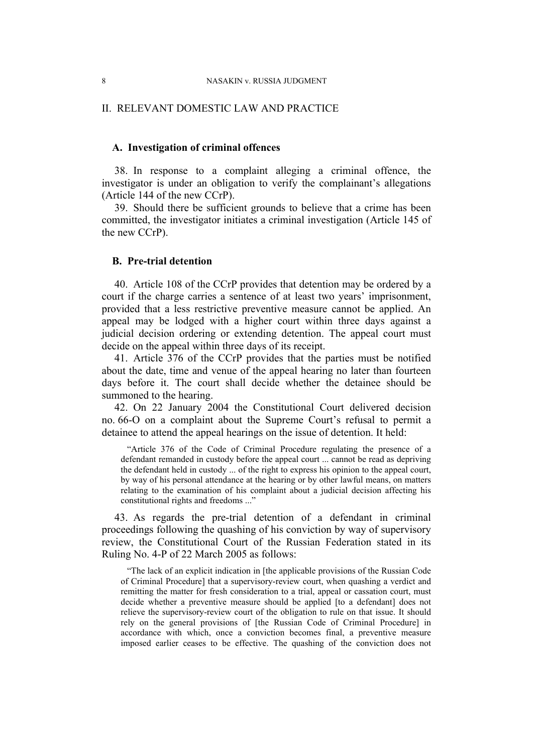## II. RELEVANT DOMESTIC LAW AND PRACTICE

### A. Investigation of criminal offences

38. In response to a complaint alleging a criminal offence, the investigator is under an obligation to verify the complainant's allegations (Article 144 of the new CCrP).

39. Should there be sufficient grounds to believe that a crime has been committed, the investigator initiates a criminal investigation (Article 145 of the new CCrP).

### B. Pre-trial detention

40. Article 108 of the CCrP provides that detention may be ordered by a court if the charge carries a sentence of at least two years' imprisonment, provided that a less restrictive preventive measure cannot be applied. An appeal may be lodged with a higher court within three days against a judicial decision ordering or extending detention. The appeal court must decide on the appeal within three days of its receipt.

41. Article 376 of the CCrP provides that the parties must be notified about the date, time and venue of the appeal hearing no later than fourteen days before it. The court shall decide whether the detainee should be summoned to the hearing.

42. On 22 January 2004 the Constitutional Court delivered decision no. 66-O on a complaint about the Supreme Court's refusal to permit a detainee to attend the appeal hearings on the issue of detention. It held:

> "Article 376 of the Code of Criminal Procedure regulating the presence of a defendant remanded in custody before the appeal court ... cannot be read as depriving the defendant held in custody ... of the right to express his opinion to the appeal court, by way of his personal attendance at the hearing or by other lawful means, on matters relating to the examination of his complaint about a judicial decision affecting his constitutional rights and freedoms ..."

43. As regards the pre-trial detention of a defendant in criminal proceedings following the quashing of his conviction by way of supervisory review, the Constitutional Court of the Russian Federation stated in its Ruling No. 4-P of 22 March 2005 as follows:

> "The lack of an explicit indication in [the applicable provisions of the Russian Code of Criminal Procedure] that a supervisory-review court, when quashing a verdict and remitting the matter for fresh consideration to a trial, appeal or cassation court, must decide whether a preventive measure should be applied [to a defendant] does not relieve the supervisory-review court of the obligation to rule on that issue. It should rely on the general provisions of [the Russian Code of Criminal Procedure] in accordance with which, once a conviction becomes final, a preventive measure imposed earlier ceases to be effective. The quashing of the conviction does not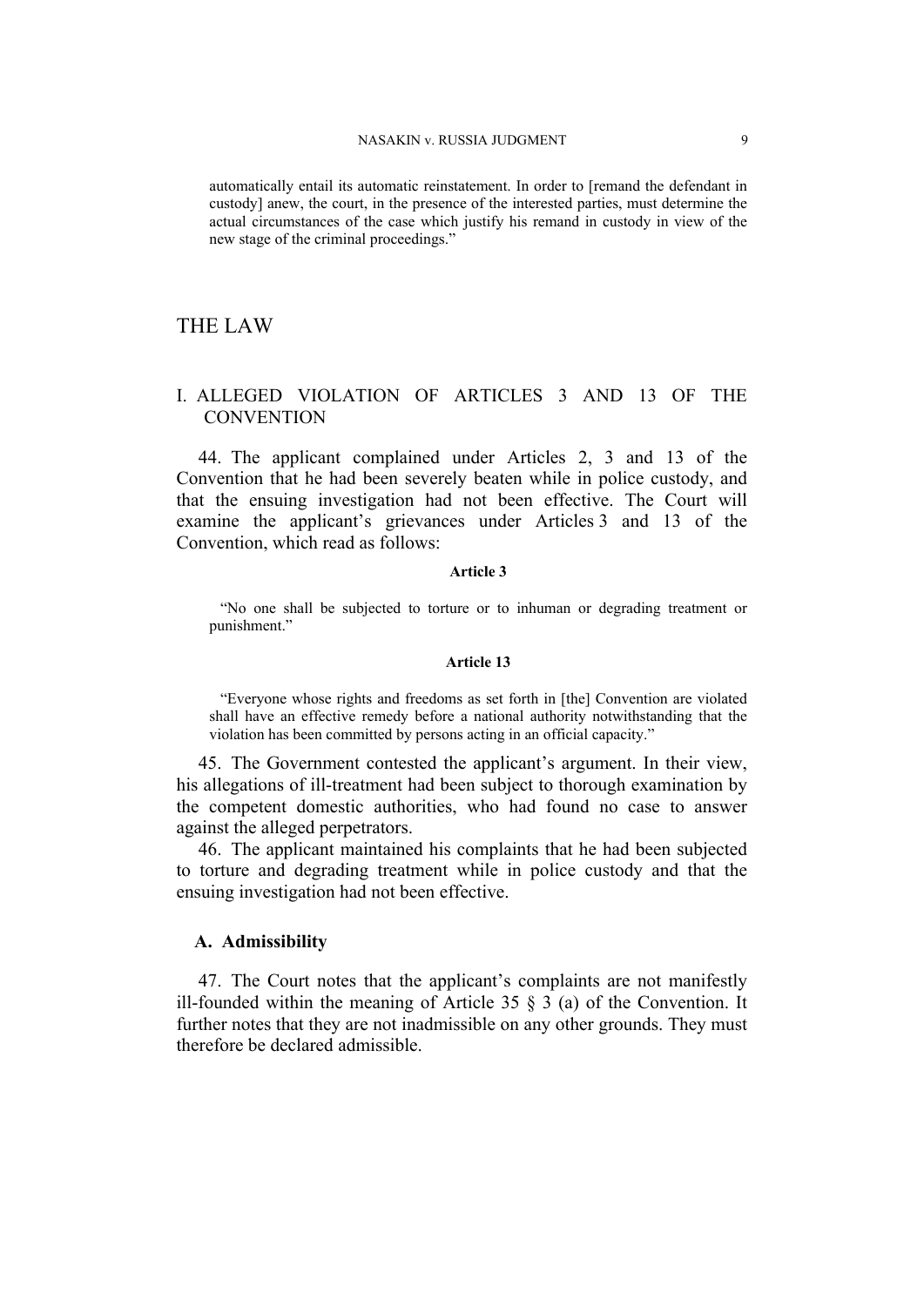automatically entail its automatic reinstatement. In order to [remand the defendant in custody] anew, the court, in the presence of the interested parties, must determine the actual circumstances of the case which justify his remand in custody in view of the new stage of the criminal proceedings."

# THE LAW

## I. ALLEGED VIOLATION OF ARTICLES 3 AND 13 OF THE CONVENTION

44. The applicant complained under Articles 2, 3 and 13 of the Convention that he had been severely beaten while in police custody, and that the ensuing investigation had not been effective. The Court will examine the applicant's grievances under Articles 3 and 13 of the Convention, which read as follows:

**Article 3**

"No one shall be subjected to torture or to inhuman or degrading treatment or punishment."

**Article 13**

"Everyone whose rights and freedoms as set forth in [the] Convention are violated shall have an effective remedy before a national authority notwithstanding that the violation has been committed by persons acting in an official capacity."

45. The Government contested the applicant's argument. In their view, his allegations of ill-treatment had been subject to thorough examination by the competent domestic authorities, who had found no case to answer against the alleged perpetrators.

46. The applicant maintained his complaints that he had been subjected to torture and degrading treatment while in police custody and that the ensuing investigation had not been effective.

### A. Admissibility

47. The Court notes that the applicant's complaints are not manifestly ill-founded within the meaning of Article 35 § 3 (a) of the Convention. It further notes that they are not inadmissible on any other grounds. They must therefore be declared admissible.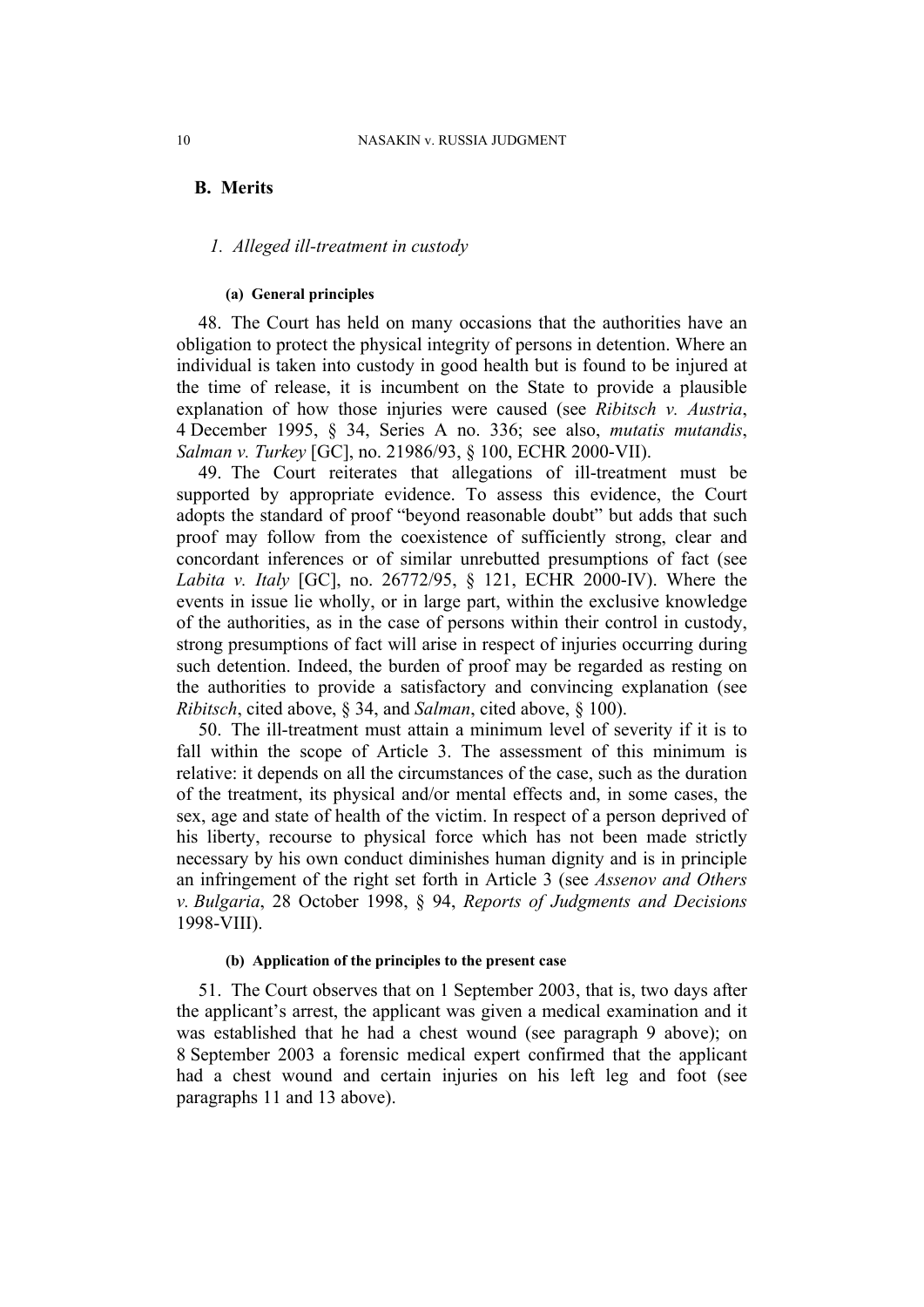## B. Merits

### 1. Alleged ill-treatment in custody

#### (a) General principles

48. The Court has held on many occasions that the authorities have an obligation to protect the physical integrity of persons in detention. Where an individual is taken into custody in good health but is found to be injured at the time of release, it is incumbent on the State to provide a plausible explanation of how those injuries were caused (see *Ribitsch v. Austria*, 4 December 1995, § 34, Series A no. 336; see also, *mutatis mutandis*, *Salman v. Turkey* [GC], no. 21986/93, § 100, ECHR 2000-VII).

49. The Court reiterates that allegations of ill-treatment must be supported by appropriate evidence. To assess this evidence, the Court adopts the standard of proof "beyond reasonable doubt" but adds that such proof may follow from the coexistence of sufficiently strong, clear and concordant inferences or of similar unrebutted presumptions of fact (see *Labita v. Italy* [GC], no. 26772/95, § 121, ECHR 2000-IV). Where the events in issue lie wholly, or in large part, within the exclusive knowledge of the authorities, as in the case of persons within their control in custody, strong presumptions of fact will arise in respect of injuries occurring during such detention. Indeed, the burden of proof may be regarded as resting on the authorities to provide a satisfactory and convincing explanation (see *Ribitsch*, cited above, § 34, and *Salman*, cited above, § 100).

50. The ill-treatment must attain a minimum level of severity if it is to fall within the scope of Article 3. The assessment of this minimum is relative: it depends on all the circumstances of the case, such as the duration of the treatment, its physical and/or mental effects and, in some cases, the sex, age and state of health of the victim. In respect of a person deprived of his liberty, recourse to physical force which has not been made strictly necessary by his own conduct diminishes human dignity and is in principle an infringement of the right set forth in Article 3 (see *Assenov and Others v. Bulgaria*, 28 October 1998, § 94, *Reports of Judgments and Decisions* 1998-VIII).

#### (b) Application of the principles to the present case

51. The Court observes that on 1 September 2003, that is, two days after the applicant's arrest, the applicant was given a medical examination and it was established that he had a chest wound (see paragraph 9 above); on 8 September 2003 a forensic medical expert confirmed that the applicant had a chest wound and certain injuries on his left leg and foot (see paragraphs 11 and 13 above).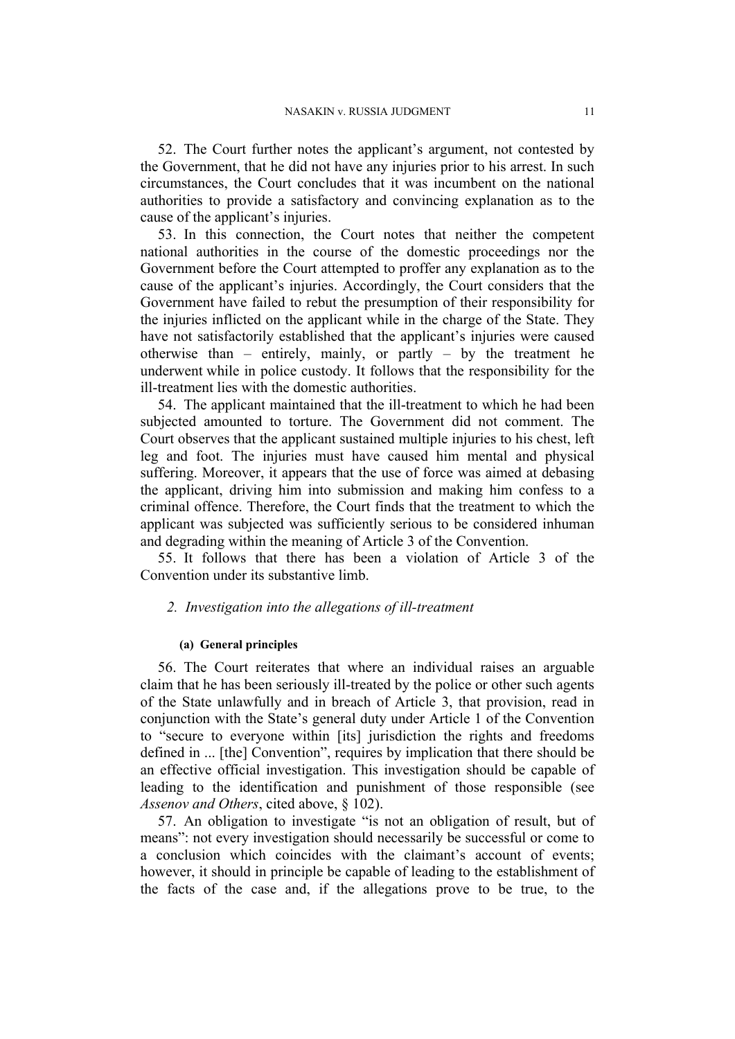52. The Court further notes the applicant's argument, not contested by the Government, that he did not have any injuries prior to his arrest. In such circumstances, the Court concludes that it was incumbent on the national authorities to provide a satisfactory and convincing explanation as to the cause of the applicant's injuries.

53. In this connection, the Court notes that neither the competent national authorities in the course of the domestic proceedings nor the Government before the Court attempted to proffer any explanation as to the cause of the applicant's injuries. Accordingly, the Court considers that the Government have failed to rebut the presumption of their responsibility for the injuries inflicted on the applicant while in the charge of the State. They have not satisfactorily established that the applicant's injuries were caused otherwise than – entirely, mainly, or partly – by the treatment he underwent while in police custody. It follows that the responsibility for the ill-treatment lies with the domestic authorities.

54. The applicant maintained that the ill-treatment to which he had been subjected amounted to torture. The Government did not comment. The Court observes that the applicant sustained multiple injuries to his chest, left leg and foot. The injuries must have caused him mental and physical suffering. Moreover, it appears that the use of force was aimed at debasing the applicant, driving him into submission and making him confess to a criminal offence. Therefore, the Court finds that the treatment to which the applicant was subjected was sufficiently serious to be considered inhuman and degrading within the meaning of Article 3 of the Convention.

55. It follows that there has been a violation of Article 3 of the Convention under its substantive limb.

### *2. Investigation into the allegations of ill-treatment*

#### (a) General principles

56. The Court reiterates that where an individual raises an arguable claim that he has been seriously ill-treated by the police or other such agents of the State unlawfully and in breach of Article 3, that provision, read in conjunction with the State's general duty under Article 1 of the Convention to "secure to everyone within [its] jurisdiction the rights and freedoms defined in ... [the] Convention", requires by implication that there should be an effective official investigation. This investigation should be capable of leading to the identification and punishment of those responsible (see *Assenov and Others*, cited above, § 102).

57. An obligation to investigate "is not an obligation of result, but of means": not every investigation should necessarily be successful or come to a conclusion which coincides with the claimant's account of events; however, it should in principle be capable of leading to the establishment of the facts of the case and, if the allegations prove to be true, to the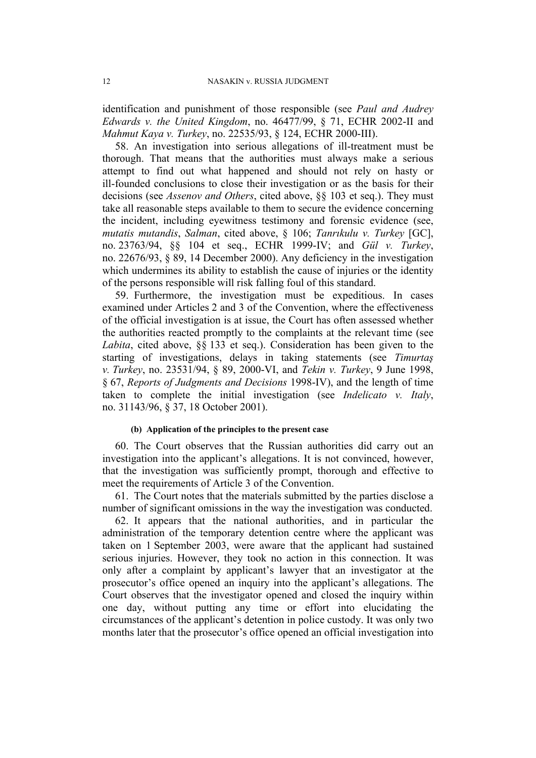identification and punishment of those responsible (see *Paul and Audrey Edwards v. the United Kingdom*, no. 46477/99, § 71, ECHR 2002-II and *Mahmut Kaya v. Turkey*, no. 22535/93, § 124, ECHR 2000-III).

58. An investigation into serious allegations of ill-treatment must be thorough. That means that the authorities must always make a serious attempt to find out what happened and should not rely on hasty or ill-founded conclusions to close their investigation or as the basis for their decisions (see *Assenov and Others*, cited above, §§ 103 et seq.). They must take all reasonable steps available to them to secure the evidence concerning the incident, including eyewitness testimony and forensic evidence (see, *mutatis mutandis*, *Salman*, cited above, § 106; *Tanrıkulu v. Turkey* [GC], no. 23763/94, §§ 104 et seq., ECHR 1999-IV; and *Gül v. Turkey*, no. 22676/93, § 89, 14 December 2000). Any deficiency in the investigation which undermines its ability to establish the cause of injuries or the identity of the persons responsible will risk falling foul of this standard.

59. Furthermore, the investigation must be expeditious. In cases examined under Articles 2 and 3 of the Convention, where the effectiveness of the official investigation is at issue, the Court has often assessed whether the authorities reacted promptly to the complaints at the relevant time (see *Labita*, cited above, §§ 133 et seq.). Consideration has been given to the starting of investigations, delays in taking statements (see *Timurtaş v. Turkey*, no. 23531/94, § 89, 2000-VI, and *Tekin v. Turkey*, 9 June 1998, § 67, *Reports of Judgments and Decisions* 1998-IV), and the length of time taken to complete the initial investigation (see *Indelicato v. Italy*, no. 31143/96, § 37, 18 October 2001).

#### (b) Application of the principles to the present case

60. The Court observes that the Russian authorities did carry out an investigation into the applicant's allegations. It is not convinced, however, that the investigation was sufficiently prompt, thorough and effective to meet the requirements of Article 3 of the Convention.

61. The Court notes that the materials submitted by the parties disclose a number of significant omissions in the way the investigation was conducted.

62. It appears that the national authorities, and in particular the administration of the temporary detention centre where the applicant was taken on 1 September 2003, were aware that the applicant had sustained serious injuries. However, they took no action in this connection. It was only after a complaint by applicant's lawyer that an investigator at the prosecutor's office opened an inquiry into the applicant's allegations. The Court observes that the investigator opened and closed the inquiry within one day, without putting any time or effort into elucidating the circumstances of the applicant's detention in police custody. It was only two months later that the prosecutor's office opened an official investigation into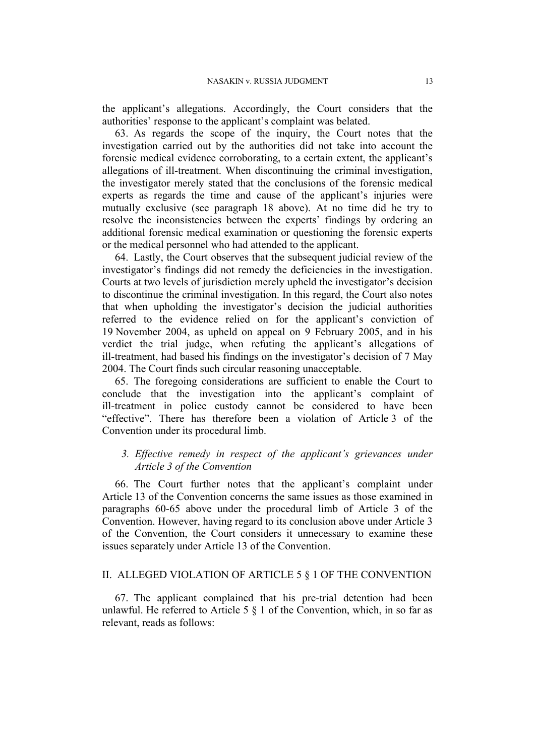the applicant's allegations. Accordingly, the Court considers that the authorities' response to the applicant's complaint was belated.

63. As regards the scope of the inquiry, the Court notes that the investigation carried out by the authorities did not take into account the forensic medical evidence corroborating, to a certain extent, the applicant's allegations of ill-treatment. When discontinuing the criminal investigation, the investigator merely stated that the conclusions of the forensic medical experts as regards the time and cause of the applicant's injuries were mutually exclusive (see paragraph 18 above). At no time did he try to resolve the inconsistencies between the experts' findings by ordering an additional forensic medical examination or questioning the forensic experts or the medical personnel who had attended to the applicant.

64. Lastly, the Court observes that the subsequent judicial review of the investigator's findings did not remedy the deficiencies in the investigation. Courts at two levels of jurisdiction merely upheld the investigator's decision to discontinue the criminal investigation. In this regard, the Court also notes that when upholding the investigator's decision the judicial authorities referred to the evidence relied on for the applicant's conviction of 19 November 2004, as upheld on appeal on 9 February 2005, and in his verdict the trial judge, when refuting the applicant's allegations of ill-treatment, had based his findings on the investigator's decision of 7 May 2004. The Court finds such circular reasoning unacceptable.

65. The foregoing considerations are sufficient to enable the Court to conclude that the investigation into the applicant's complaint of ill-treatment in police custody cannot be considered to have been "effective". There has therefore been a violation of Article 3 of the Convention under its procedural limb.

### *3. Effective remedy in respect of the applicant's grievances under Article 3 of the Convention*

66. The Court further notes that the applicant's complaint under Article 13 of the Convention concerns the same issues as those examined in paragraphs 60-65 above under the procedural limb of Article 3 of the Convention. However, having regard to its conclusion above under Article 3 of the Convention, the Court considers it unnecessary to examine these issues separately under Article 13 of the Convention.

## II. ALLEGED VIOLATION OF ARTICLE 5 § 1 OF THE CONVENTION

67. The applicant complained that his pre-trial detention had been unlawful. He referred to Article 5 § 1 of the Convention, which, in so far as relevant, reads as follows: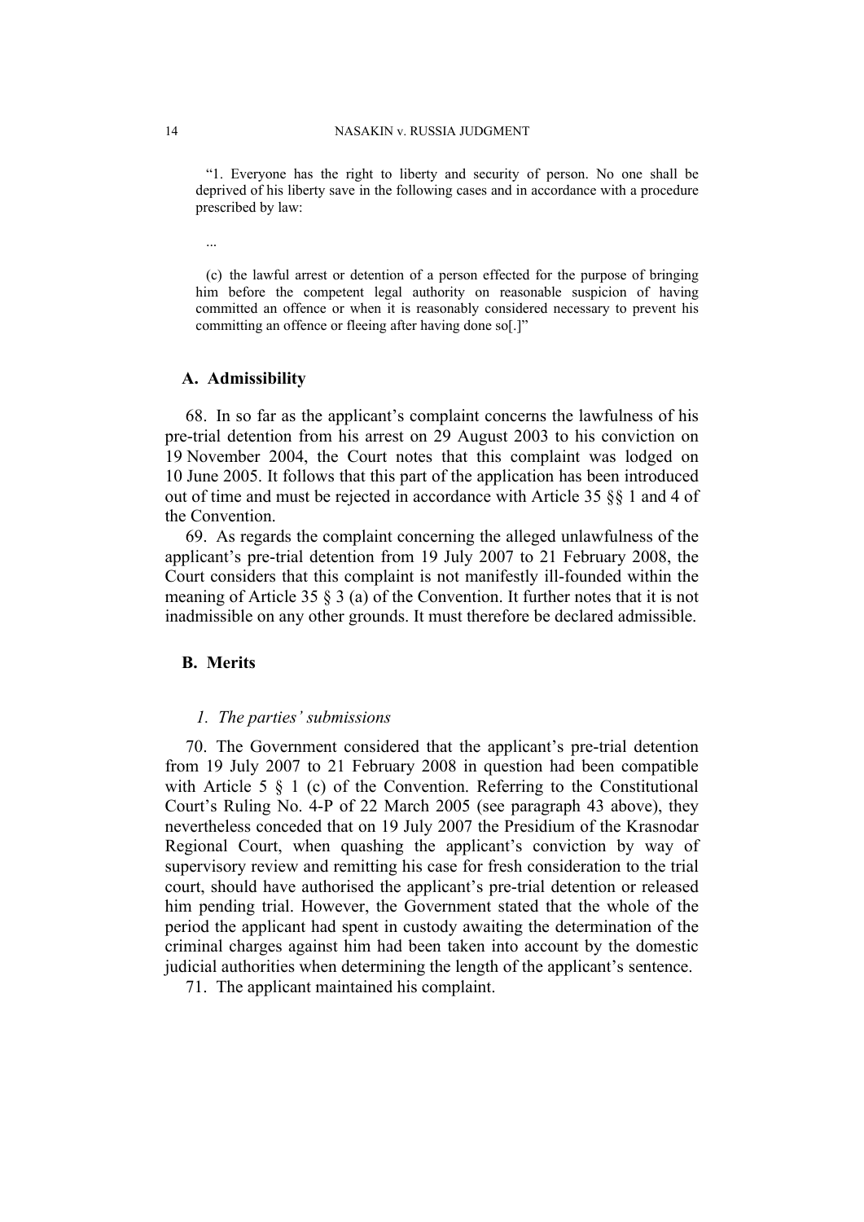> "1. Everyone has the right to liberty and security of person. No one shall be deprived of his liberty save in the following cases and in accordance with a procedure prescribed by law:
>
> ...
>
> (c) the lawful arrest or detention of a person effected for the purpose of bringing him before the competent legal authority on reasonable suspicion of having committed an offence or when it is reasonably considered necessary to prevent his committing an offence or fleeing after having done so[.]"

## A. Admissibility

68. In so far as the applicant's complaint concerns the lawfulness of his pre-trial detention from his arrest on 29 August 2003 to his conviction on 19 November 2004, the Court notes that this complaint was lodged on 10 June 2005. It follows that this part of the application has been introduced out of time and must be rejected in accordance with Article 35 §§ 1 and 4 of the Convention.

69. As regards the complaint concerning the alleged unlawfulness of the applicant's pre-trial detention from 19 July 2007 to 21 February 2008, the Court considers that this complaint is not manifestly ill-founded within the meaning of Article 35 § 3 (a) of the Convention. It further notes that it is not inadmissible on any other grounds. It must therefore be declared admissible.

## B. Merits

### *1. The parties' submissions*

70. The Government considered that the applicant's pre-trial detention from 19 July 2007 to 21 February 2008 in question had been compatible with Article 5 § 1 (c) of the Convention. Referring to the Constitutional Court's Ruling No. 4-P of 22 March 2005 (see paragraph 43 above), they nevertheless conceded that on 19 July 2007 the Presidium of the Krasnodar Regional Court, when quashing the applicant's conviction by way of supervisory review and remitting his case for fresh consideration to the trial court, should have authorised the applicant's pre-trial detention or released him pending trial. However, the Government stated that the whole of the period the applicant had spent in custody awaiting the determination of the criminal charges against him had been taken into account by the domestic judicial authorities when determining the length of the applicant's sentence.

71. The applicant maintained his complaint.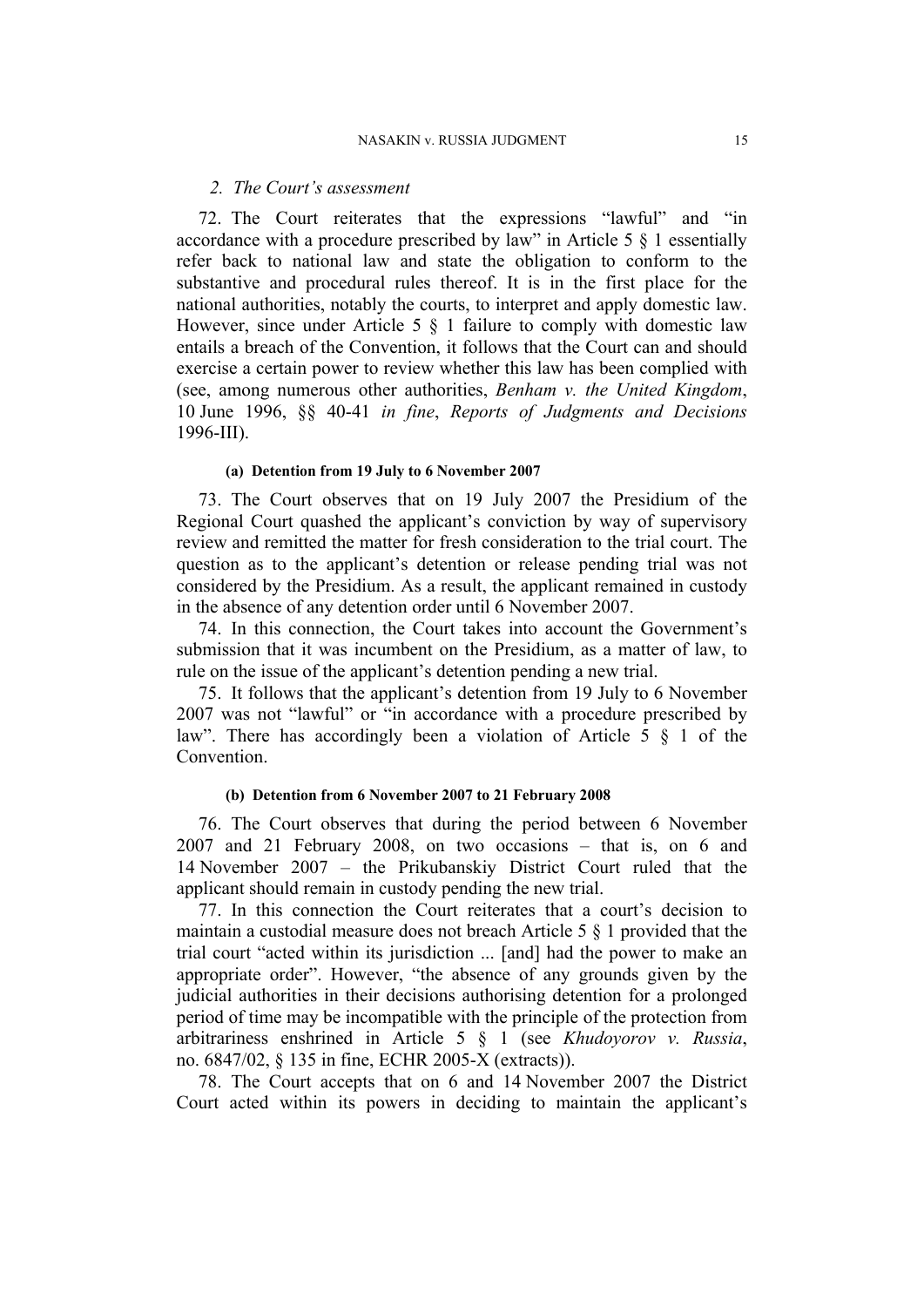## 2. The Court's assessment

72. The Court reiterates that the expressions "lawful" and "in accordance with a procedure prescribed by law" in Article 5 § 1 essentially refer back to national law and state the obligation to conform to the substantive and procedural rules thereof. It is in the first place for the national authorities, notably the courts, to interpret and apply domestic law. However, since under Article 5 § 1 failure to comply with domestic law entails a breach of the Convention, it follows that the Court can and should exercise a certain power to review whether this law has been complied with (see, among numerous other authorities, *Benham v. the United Kingdom*, 10 June 1996, §§ 40-41 *in fine*, *Reports of Judgments and Decisions* 1996-III).

#### (a) Detention from 19 July to 6 November 2007

73. The Court observes that on 19 July 2007 the Presidium of the Regional Court quashed the applicant's conviction by way of supervisory review and remitted the matter for fresh consideration to the trial court. The question as to the applicant's detention or release pending trial was not considered by the Presidium. As a result, the applicant remained in custody in the absence of any detention order until 6 November 2007.

74. In this connection, the Court takes into account the Government's submission that it was incumbent on the Presidium, as a matter of law, to rule on the issue of the applicant's detention pending a new trial.

75. It follows that the applicant's detention from 19 July to 6 November 2007 was not "lawful" or "in accordance with a procedure prescribed by law". There has accordingly been a violation of Article 5 § 1 of the Convention.

#### (b) Detention from 6 November 2007 to 21 February 2008

76. The Court observes that during the period between 6 November 2007 and 21 February 2008, on two occasions – that is, on 6 and 14 November 2007 – the Prikubanskiy District Court ruled that the applicant should remain in custody pending the new trial.

77. In this connection the Court reiterates that a court's decision to maintain a custodial measure does not breach Article 5 § 1 provided that the trial court "acted within its jurisdiction ... [and] had the power to make an appropriate order". However, "the absence of any grounds given by the judicial authorities in their decisions authorising detention for a prolonged period of time may be incompatible with the principle of the protection from arbitrariness enshrined in Article 5 § 1 (see *Khudoyorov v. Russia*, no. 6847/02, § 135 in fine, ECHR 2005-X (extracts)).

78. The Court accepts that on 6 and 14 November 2007 the District Court acted within its powers in deciding to maintain the applicant's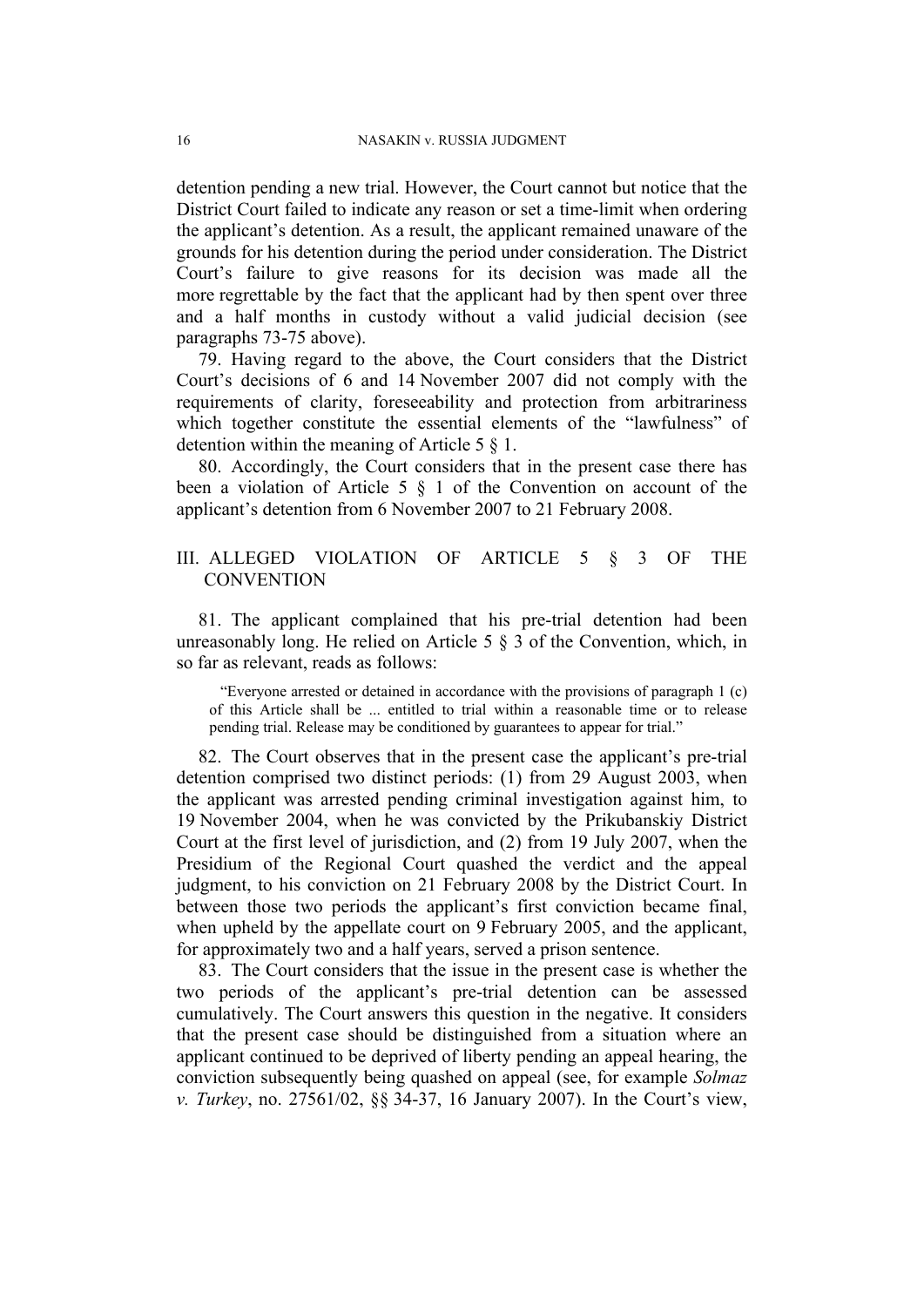detention pending a new trial. However, the Court cannot but notice that the District Court failed to indicate any reason or set a time-limit when ordering the applicant's detention. As a result, the applicant remained unaware of the grounds for his detention during the period under consideration. The District Court's failure to give reasons for its decision was made all the more regrettable by the fact that the applicant had by then spent over three and a half months in custody without a valid judicial decision (see paragraphs 73-75 above).

79. Having regard to the above, the Court considers that the District Court's decisions of 6 and 14 November 2007 did not comply with the requirements of clarity, foreseeability and protection from arbitrariness which together constitute the essential elements of the "lawfulness" of detention within the meaning of Article 5 § 1.

80. Accordingly, the Court considers that in the present case there has been a violation of Article 5 § 1 of the Convention on account of the applicant's detention from 6 November 2007 to 21 February 2008.

## III. ALLEGED VIOLATION OF ARTICLE 5 § 3 OF THE CONVENTION

81. The applicant complained that his pre-trial detention had been unreasonably long. He relied on Article 5 § 3 of the Convention, which, in so far as relevant, reads as follows:

> "Everyone arrested or detained in accordance with the provisions of paragraph 1 (c) of this Article shall be ... entitled to trial within a reasonable time or to release pending trial. Release may be conditioned by guarantees to appear for trial."

82. The Court observes that in the present case the applicant's pre-trial detention comprised two distinct periods: (1) from 29 August 2003, when the applicant was arrested pending criminal investigation against him, to 19 November 2004, when he was convicted by the Prikubanskiy District Court at the first level of jurisdiction, and (2) from 19 July 2007, when the Presidium of the Regional Court quashed the verdict and the appeal judgment, to his conviction on 21 February 2008 by the District Court. In between those two periods the applicant's first conviction became final, when upheld by the appellate court on 9 February 2005, and the applicant, for approximately two and a half years, served a prison sentence.

83. The Court considers that the issue in the present case is whether the two periods of the applicant's pre-trial detention can be assessed cumulatively. The Court answers this question in the negative. It considers that the present case should be distinguished from a situation where an applicant continued to be deprived of liberty pending an appeal hearing, the conviction subsequently being quashed on appeal (see, for example *Solmaz v. Turkey*, no. 27561/02, §§ 34-37, 16 January 2007). In the Court's view,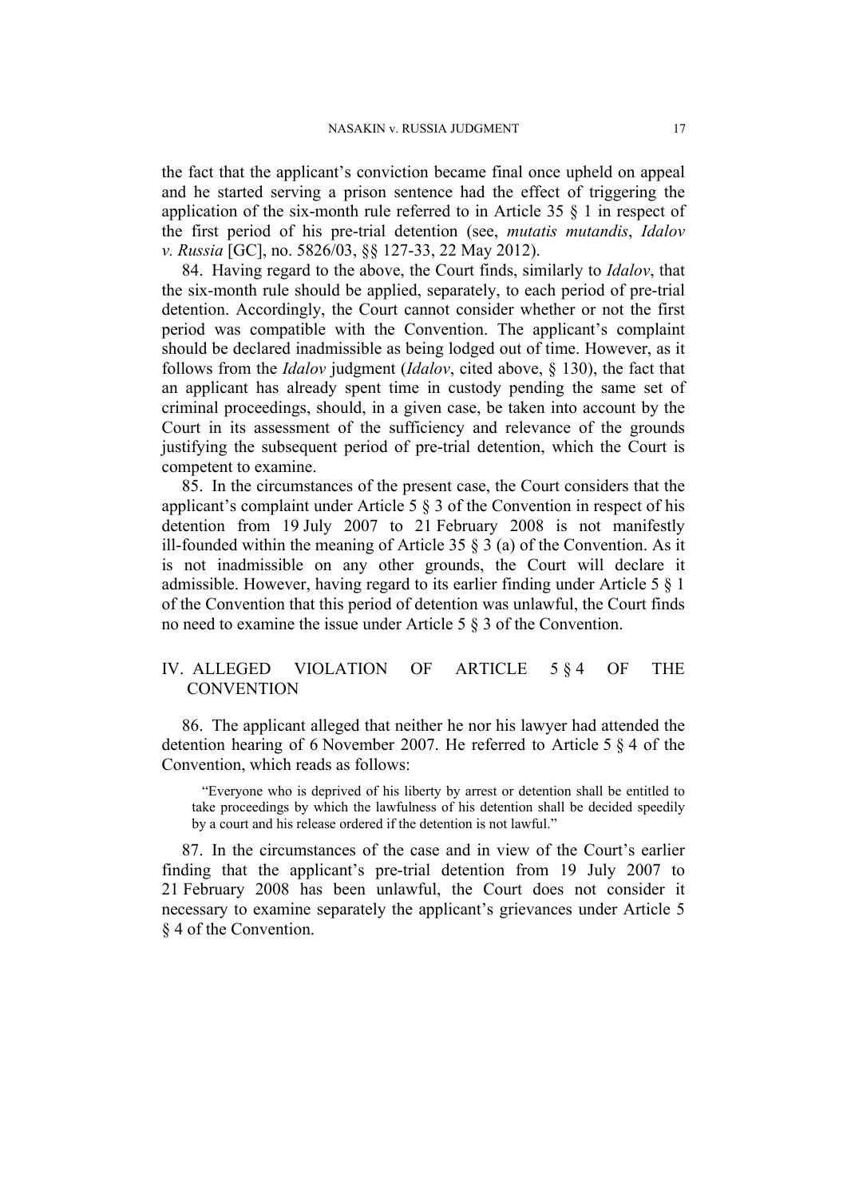the fact that the applicant's conviction became final once upheld on appeal and he started serving a prison sentence had the effect of triggering the application of the six-month rule referred to in Article 35 § 1 in respect of the first period of his pre-trial detention (see, *mutatis mutandis*, *Idalov v. Russia* [GC], no. 5826/03, §§ 127-33, 22 May 2012).

84. Having regard to the above, the Court finds, similarly to *Idalov*, that the six-month rule should be applied, separately, to each period of pre-trial detention. Accordingly, the Court cannot consider whether or not the first period was compatible with the Convention. The applicant's complaint should be declared inadmissible as being lodged out of time. However, as it follows from the *Idalov* judgment (*Idalov*, cited above, § 130), the fact that an applicant has already spent time in custody pending the same set of criminal proceedings, should, in a given case, be taken into account by the Court in its assessment of the sufficiency and relevance of the grounds justifying the subsequent period of pre-trial detention, which the Court is competent to examine.

85. In the circumstances of the present case, the Court considers that the applicant's complaint under Article 5 § 3 of the Convention in respect of his detention from 19 July 2007 to 21 February 2008 is not manifestly ill-founded within the meaning of Article 35 § 3 (a) of the Convention. As it is not inadmissible on any other grounds, the Court will declare it admissible. However, having regard to its earlier finding under Article 5 § 1 of the Convention that this period of detention was unlawful, the Court finds no need to examine the issue under Article 5 § 3 of the Convention.

## IV. ALLEGED VIOLATION OF ARTICLE 5 § 4 OF THE CONVENTION

86. The applicant alleged that neither he nor his lawyer had attended the detention hearing of 6 November 2007. He referred to Article 5 § 4 of the Convention, which reads as follows:

> "Everyone who is deprived of his liberty by arrest or detention shall be entitled to take proceedings by which the lawfulness of his detention shall be decided speedily by a court and his release ordered if the detention is not lawful."

87. In the circumstances of the case and in view of the Court's earlier finding that the applicant's pre-trial detention from 19 July 2007 to 21 February 2008 has been unlawful, the Court does not consider it necessary to examine separately the applicant's grievances under Article 5 § 4 of the Convention.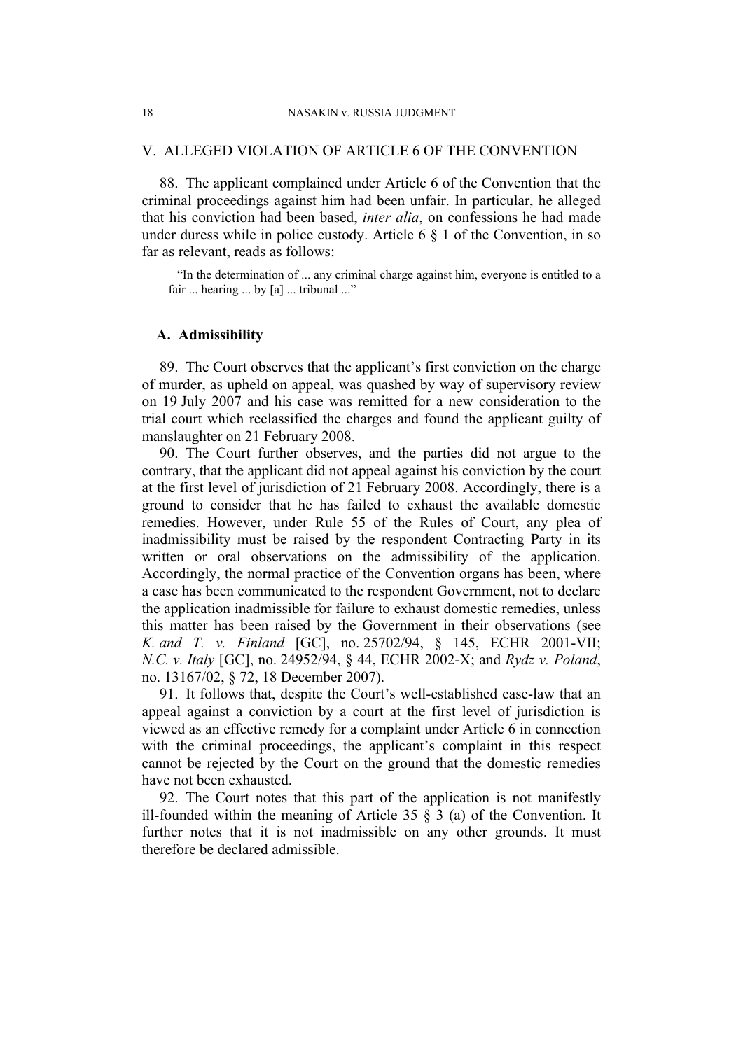## V. ALLEGED VIOLATION OF ARTICLE 6 OF THE CONVENTION

88. The applicant complained under Article 6 of the Convention that the criminal proceedings against him had been unfair. In particular, he alleged that his conviction had been based, *inter alia*, on confessions he had made under duress while in police custody. Article 6 § 1 of the Convention, in so far as relevant, reads as follows:

> "In the determination of ... any criminal charge against him, everyone is entitled to a fair ... hearing ... by [a] ... tribunal ..."

### A. Admissibility

89. The Court observes that the applicant's first conviction on the charge of murder, as upheld on appeal, was quashed by way of supervisory review on 19 July 2007 and his case was remitted for a new consideration to the trial court which reclassified the charges and found the applicant guilty of manslaughter on 21 February 2008.

90. The Court further observes, and the parties did not argue to the contrary, that the applicant did not appeal against his conviction by the court at the first level of jurisdiction of 21 February 2008. Accordingly, there is a ground to consider that he has failed to exhaust the available domestic remedies. However, under Rule 55 of the Rules of Court, any plea of inadmissibility must be raised by the respondent Contracting Party in its written or oral observations on the admissibility of the application. Accordingly, the normal practice of the Convention organs has been, where a case has been communicated to the respondent Government, not to declare the application inadmissible for failure to exhaust domestic remedies, unless this matter has been raised by the Government in their observations (see *K. and T. v. Finland* [GC], no. 25702/94, § 145, ECHR 2001-VII; *N.C. v. Italy* [GC], no. 24952/94, § 44, ECHR 2002-X; and *Rydz v. Poland*, no. 13167/02, § 72, 18 December 2007).

91. It follows that, despite the Court's well-established case-law that an appeal against a conviction by a court at the first level of jurisdiction is viewed as an effective remedy for a complaint under Article 6 in connection with the criminal proceedings, the applicant's complaint in this respect cannot be rejected by the Court on the ground that the domestic remedies have not been exhausted.

92. The Court notes that this part of the application is not manifestly ill-founded within the meaning of Article 35 § 3 (a) of the Convention. It further notes that it is not inadmissible on any other grounds. It must therefore be declared admissible.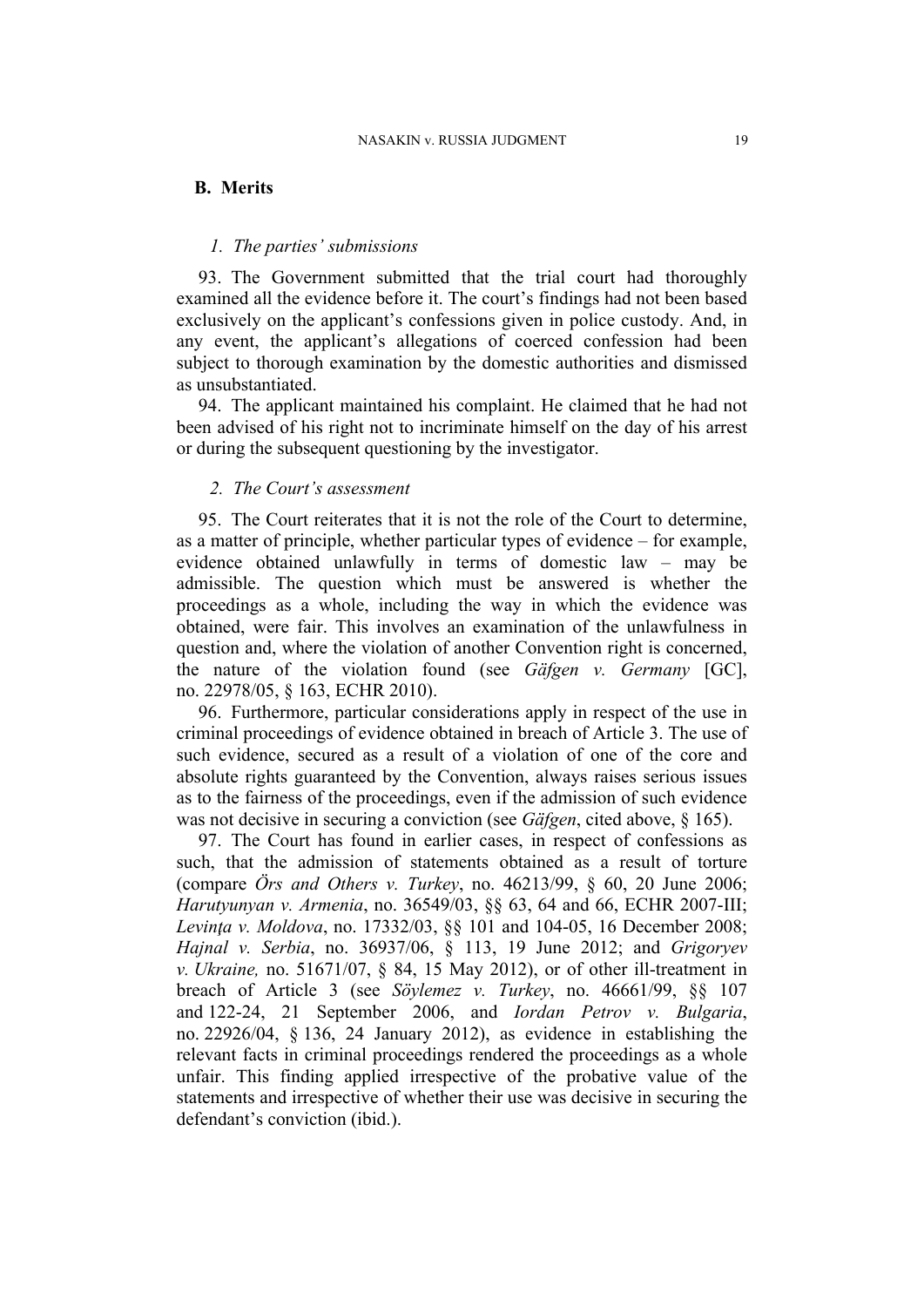## B. Merits

### *1. The parties' submissions*

93. The Government submitted that the trial court had thoroughly examined all the evidence before it. The court's findings had not been based exclusively on the applicant's confessions given in police custody. And, in any event, the applicant's allegations of coerced confession had been subject to thorough examination by the domestic authorities and dismissed as unsubstantiated.

94. The applicant maintained his complaint. He claimed that he had not been advised of his right not to incriminate himself on the day of his arrest or during the subsequent questioning by the investigator.

### *2. The Court's assessment*

95. The Court reiterates that it is not the role of the Court to determine, as a matter of principle, whether particular types of evidence – for example, evidence obtained unlawfully in terms of domestic law – may be admissible. The question which must be answered is whether the proceedings as a whole, including the way in which the evidence was obtained, were fair. This involves an examination of the unlawfulness in question and, where the violation of another Convention right is concerned, the nature of the violation found (see *Gäfgen v. Germany* [GC], no. 22978/05, § 163, ECHR 2010).

96. Furthermore, particular considerations apply in respect of the use in criminal proceedings of evidence obtained in breach of Article 3. The use of such evidence, secured as a result of a violation of one of the core and absolute rights guaranteed by the Convention, always raises serious issues as to the fairness of the proceedings, even if the admission of such evidence was not decisive in securing a conviction (see *Gäfgen*, cited above, § 165).

97. The Court has found in earlier cases, in respect of confessions as such, that the admission of statements obtained as a result of torture (compare *Örs and Others v. Turkey*, no. 46213/99, § 60, 20 June 2006; *Harutyunyan v. Armenia*, no. 36549/03, §§ 63, 64 and 66, ECHR 2007-III; *Levinţa v. Moldova*, no. 17332/03, §§ 101 and 104-05, 16 December 2008; *Hajnal v. Serbia*, no. 36937/06, § 113, 19 June 2012; and *Grigoryev v. Ukraine,* no. 51671/07, § 84, 15 May 2012), or of other ill-treatment in breach of Article 3 (see *Söylemez v. Turkey*, no. 46661/99, §§ 107 and 122-24, 21 September 2006, and *Iordan Petrov v. Bulgaria*, no. 22926/04, § 136, 24 January 2012), as evidence in establishing the relevant facts in criminal proceedings rendered the proceedings as a whole unfair. This finding applied irrespective of the probative value of the statements and irrespective of whether their use was decisive in securing the defendant's conviction (ibid.).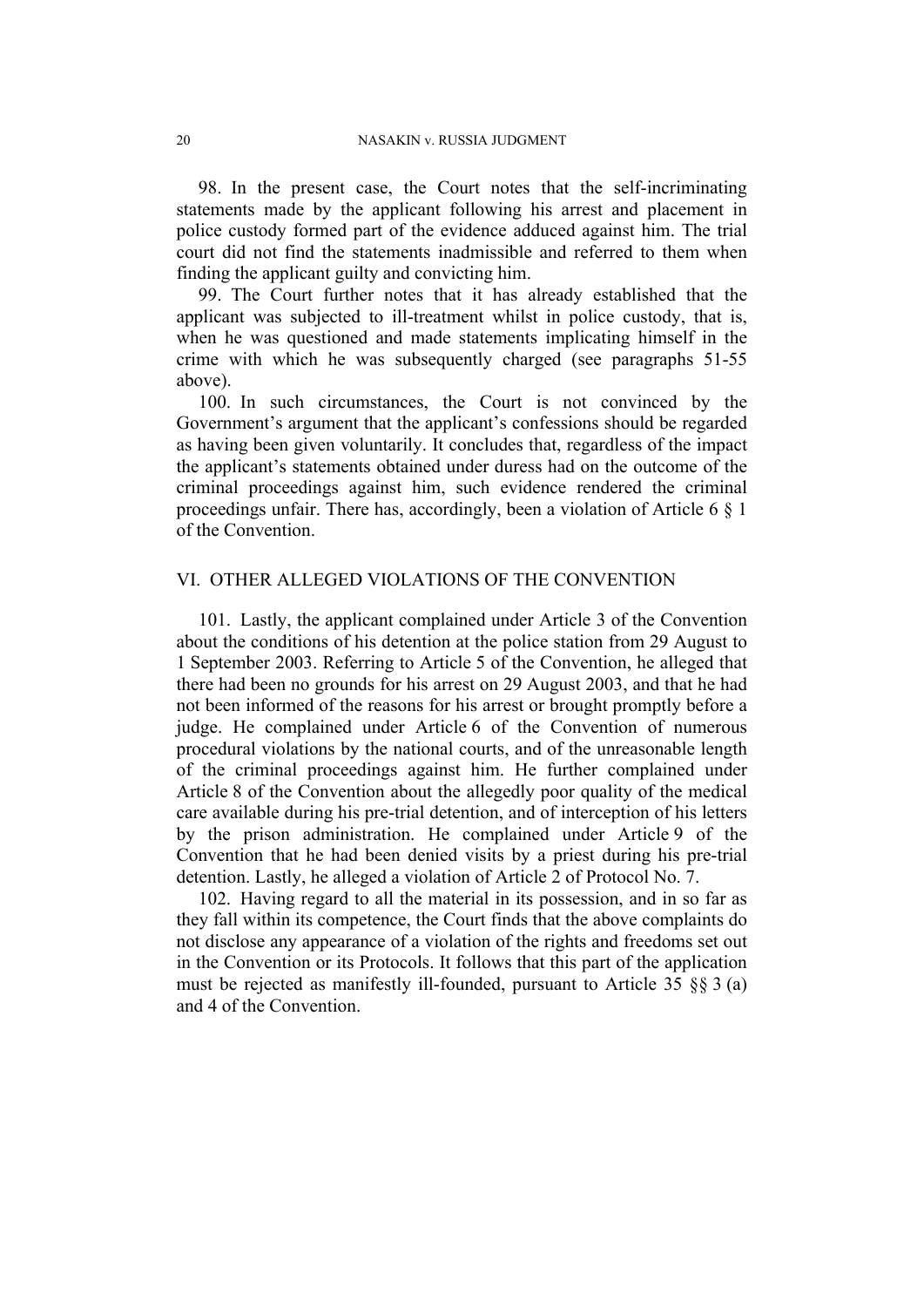98. In the present case, the Court notes that the self-incriminating statements made by the applicant following his arrest and placement in police custody formed part of the evidence adduced against him. The trial court did not find the statements inadmissible and referred to them when finding the applicant guilty and convicting him.

99. The Court further notes that it has already established that the applicant was subjected to ill-treatment whilst in police custody, that is, when he was questioned and made statements implicating himself in the crime with which he was subsequently charged (see paragraphs 51-55 above).

100. In such circumstances, the Court is not convinced by the Government's argument that the applicant's confessions should be regarded as having been given voluntarily. It concludes that, regardless of the impact the applicant's statements obtained under duress had on the outcome of the criminal proceedings against him, such evidence rendered the criminal proceedings unfair. There has, accordingly, been a violation of Article 6 § 1 of the Convention.

## VI. OTHER ALLEGED VIOLATIONS OF THE CONVENTION

101. Lastly, the applicant complained under Article 3 of the Convention about the conditions of his detention at the police station from 29 August to 1 September 2003. Referring to Article 5 of the Convention, he alleged that there had been no grounds for his arrest on 29 August 2003, and that he had not been informed of the reasons for his arrest or brought promptly before a judge. He complained under Article 6 of the Convention of numerous procedural violations by the national courts, and of the unreasonable length of the criminal proceedings against him. He further complained under Article 8 of the Convention about the allegedly poor quality of the medical care available during his pre-trial detention, and of interception of his letters by the prison administration. He complained under Article 9 of the Convention that he had been denied visits by a priest during his pre-trial detention. Lastly, he alleged a violation of Article 2 of Protocol No. 7.

102. Having regard to all the material in its possession, and in so far as they fall within its competence, the Court finds that the above complaints do not disclose any appearance of a violation of the rights and freedoms set out in the Convention or its Protocols. It follows that this part of the application must be rejected as manifestly ill-founded, pursuant to Article 35 §§ 3 (a) and 4 of the Convention.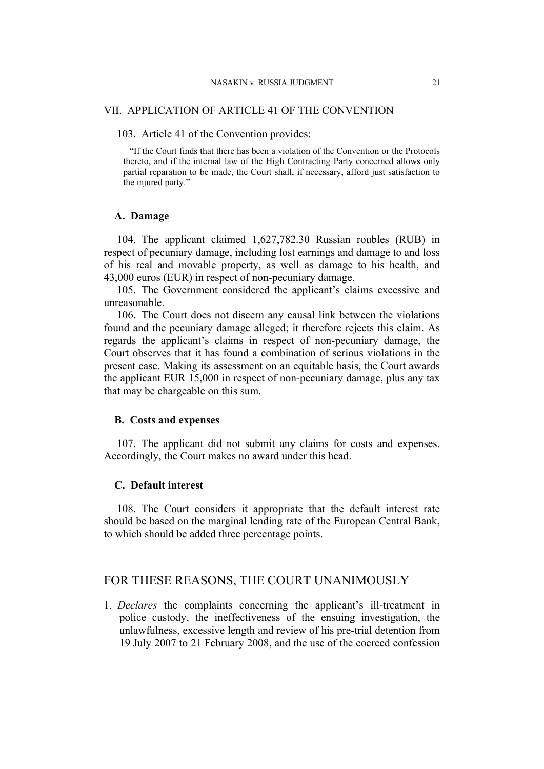## VII. APPLICATION OF ARTICLE 41 OF THE CONVENTION

103. Article 41 of the Convention provides:

> "If the Court finds that there has been a violation of the Convention or the Protocols thereto, and if the internal law of the High Contracting Party concerned allows only partial reparation to be made, the Court shall, if necessary, afford just satisfaction to the injured party."

### A. Damage

104. The applicant claimed 1,627,782.30 Russian roubles (RUB) in respect of pecuniary damage, including lost earnings and damage to and loss of his real and movable property, as well as damage to his health, and 43,000 euros (EUR) in respect of non-pecuniary damage.

105. The Government considered the applicant's claims excessive and unreasonable.

106. The Court does not discern any causal link between the violations found and the pecuniary damage alleged; it therefore rejects this claim. As regards the applicant's claims in respect of non-pecuniary damage, the Court observes that it has found a combination of serious violations in the present case. Making its assessment on an equitable basis, the Court awards the applicant EUR 15,000 in respect of non-pecuniary damage, plus any tax that may be chargeable on this sum.

### B. Costs and expenses

107. The applicant did not submit any claims for costs and expenses. Accordingly, the Court makes no award under this head.

### C. Default interest

108. The Court considers it appropriate that the default interest rate should be based on the marginal lending rate of the European Central Bank, to which should be added three percentage points.

## FOR THESE REASONS, THE COURT UNANIMOUSLY

1. *Declares* the complaints concerning the applicant's ill-treatment in police custody, the ineffectiveness of the ensuing investigation, the unlawfulness, excessive length and review of his pre-trial detention from 19 July 2007 to 21 February 2008, and the use of the coerced confession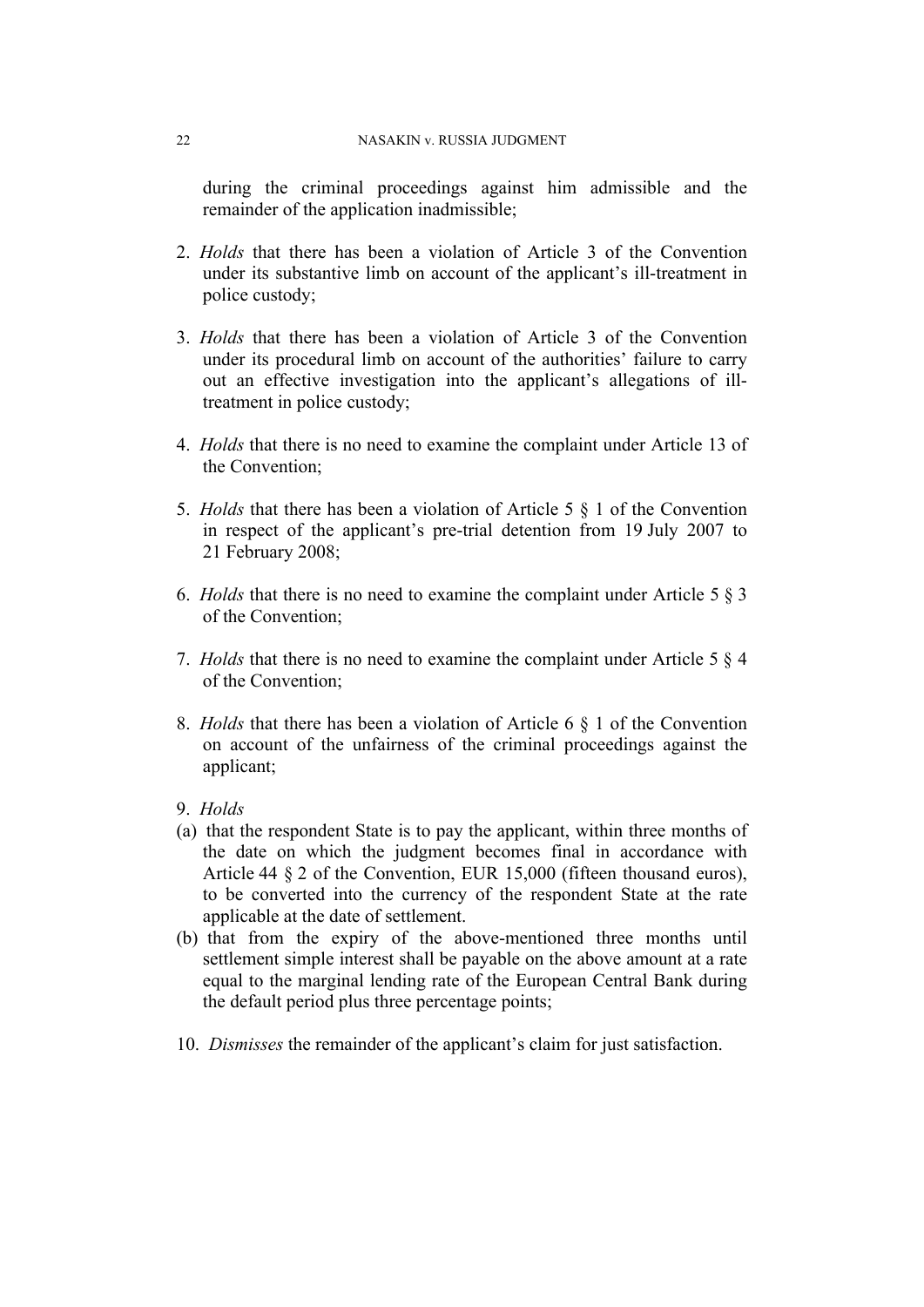during the criminal proceedings against him admissible and the remainder of the application inadmissible;

2. *Holds* that there has been a violation of Article 3 of the Convention under its substantive limb on account of the applicant's ill-treatment in police custody;

3. *Holds* that there has been a violation of Article 3 of the Convention under its procedural limb on account of the authorities' failure to carry out an effective investigation into the applicant's allegations of ill-treatment in police custody;

4. *Holds* that there is no need to examine the complaint under Article 13 of the Convention;

5. *Holds* that there has been a violation of Article 5 § 1 of the Convention in respect of the applicant's pre-trial detention from 19 July 2007 to 21 February 2008;

6. *Holds* that there is no need to examine the complaint under Article 5 § 3 of the Convention;

7. *Holds* that there is no need to examine the complaint under Article 5 § 4 of the Convention;

8. *Holds* that there has been a violation of Article 6 § 1 of the Convention on account of the unfairness of the criminal proceedings against the applicant;

9. *Holds*

(a) that the respondent State is to pay the applicant, within three months of the date on which the judgment becomes final in accordance with Article 44 § 2 of the Convention, EUR 15,000 (fifteen thousand euros), to be converted into the currency of the respondent State at the rate applicable at the date of settlement.

(b) that from the expiry of the above-mentioned three months until settlement simple interest shall be payable on the above amount at a rate equal to the marginal lending rate of the European Central Bank during the default period plus three percentage points;

10. *Dismisses* the remainder of the applicant's claim for just satisfaction.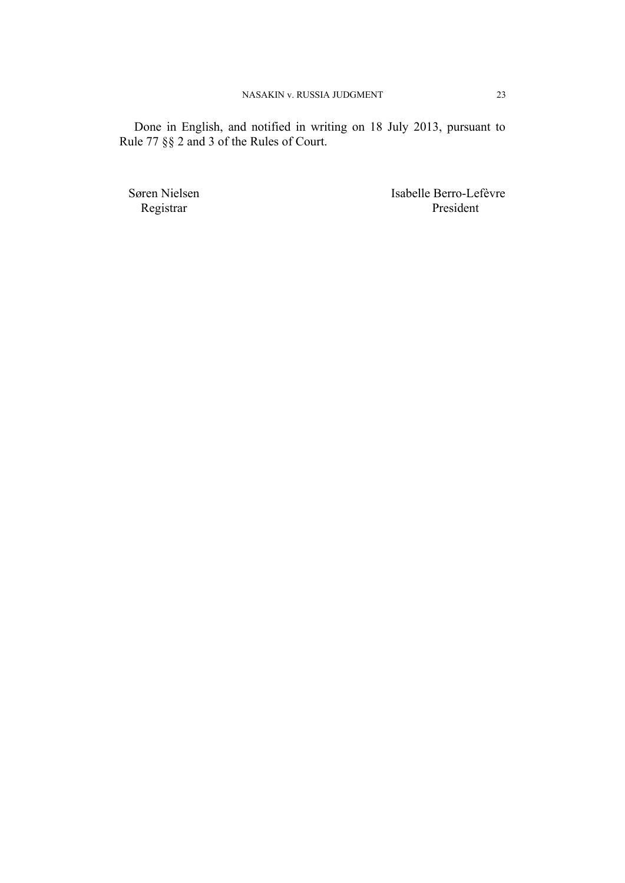Done in English, and notified in writing on 18 July 2013, pursuant to Rule 77 §§ 2 and 3 of the Rules of Court.

| | |
|---|---|
| Søren Nielsen | Isabelle Berro-Lefèvre |
| Registrar | President |